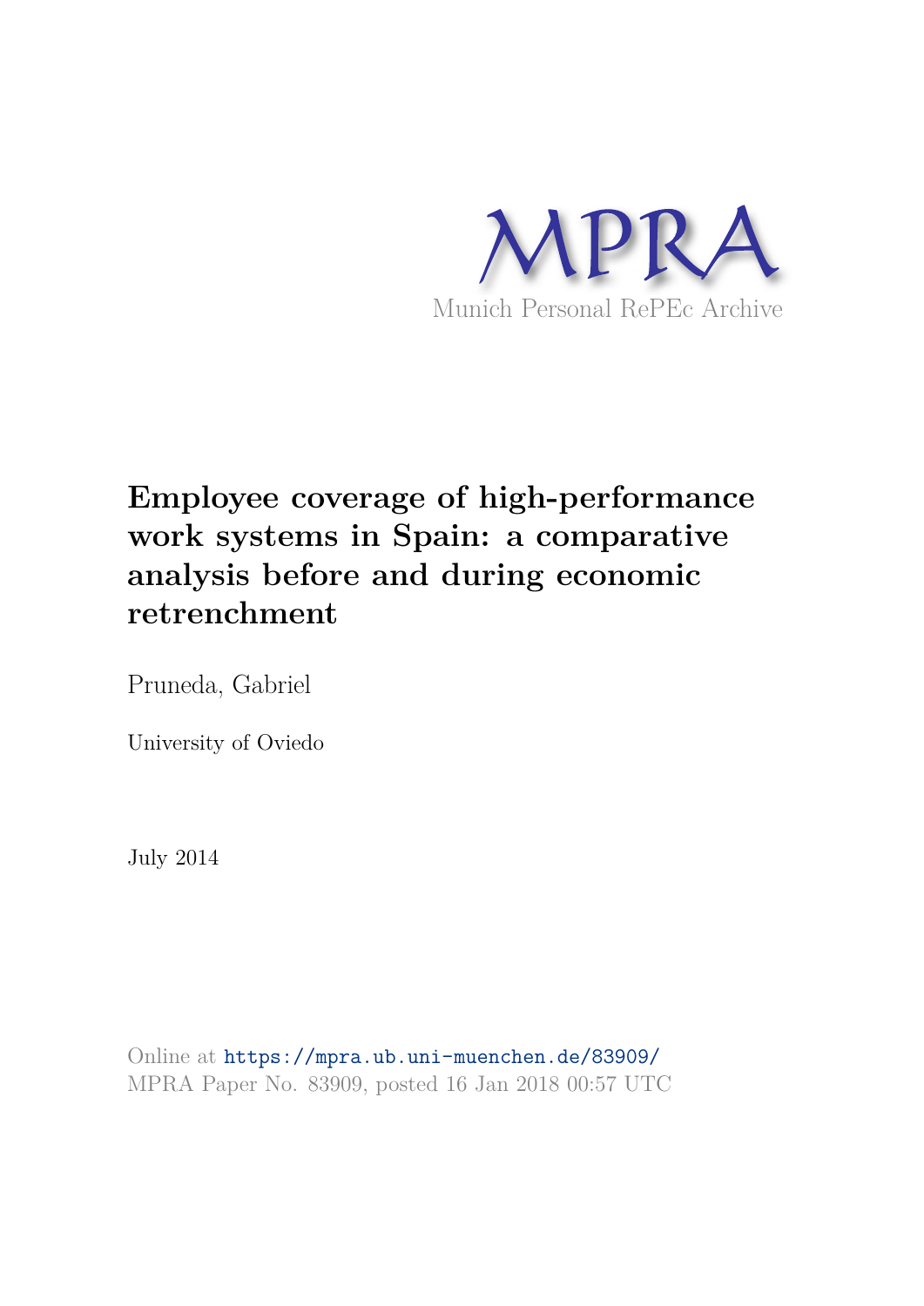MPRA

Munich Personal RePEc Archive

# Employee coverage of high-performance work systems in Spain: a comparative analysis before and during economic retrenchment

Pruneda, Gabriel

University of Oviedo

July 2014

Online at https://mpra.ub.uni-muenchen.de/83909/
MPRA Paper No. 83909, posted 16 Jan 2018 00:57 UTC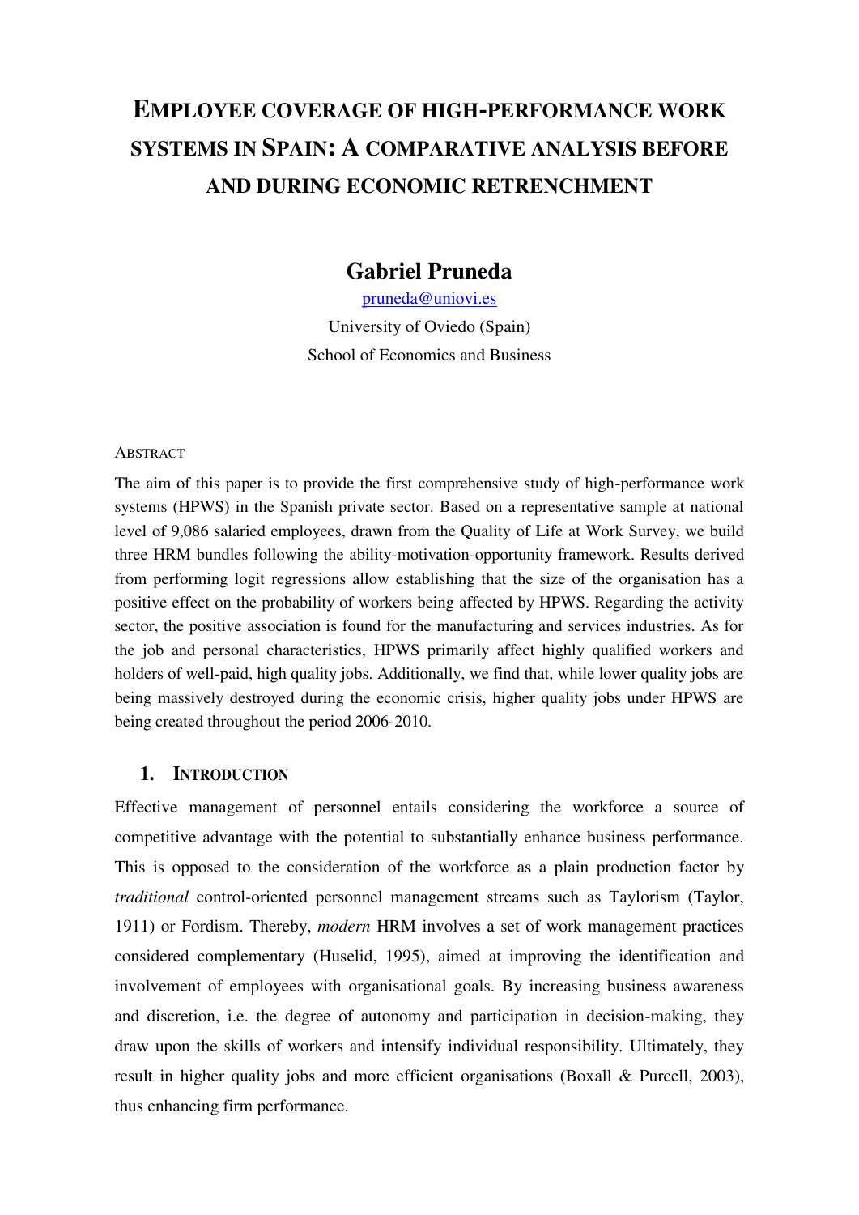# EMPLOYEE COVERAGE OF HIGH-PERFORMANCE WORK SYSTEMS IN SPAIN: A COMPARATIVE ANALYSIS BEFORE AND DURING ECONOMIC RETRENCHMENT

## Gabriel Pruneda

pruneda@uniovi.es

University of Oviedo (Spain)

School of Economics and Business

ABSTRACT

The aim of this paper is to provide the first comprehensive study of high-performance work systems (HPWS) in the Spanish private sector. Based on a representative sample at national level of 9,086 salaried employees, drawn from the Quality of Life at Work Survey, we build three HRM bundles following the ability-motivation-opportunity framework. Results derived from performing logit regressions allow establishing that the size of the organisation has a positive effect on the probability of workers being affected by HPWS. Regarding the activity sector, the positive association is found for the manufacturing and services industries. As for the job and personal characteristics, HPWS primarily affect highly qualified workers and holders of well-paid, high quality jobs. Additionally, we find that, while lower quality jobs are being massively destroyed during the economic crisis, higher quality jobs under HPWS are being created throughout the period 2006-2010.

## 1. INTRODUCTION

Effective management of personnel entails considering the workforce a source of competitive advantage with the potential to substantially enhance business performance. This is opposed to the consideration of the workforce as a plain production factor by *traditional* control-oriented personnel management streams such as Taylorism (Taylor, 1911) or Fordism. Thereby, *modern* HRM involves a set of work management practices considered complementary (Huselid, 1995), aimed at improving the identification and involvement of employees with organisational goals. By increasing business awareness and discretion, i.e. the degree of autonomy and participation in decision-making, they draw upon the skills of workers and intensify individual responsibility. Ultimately, they result in higher quality jobs and more efficient organisations (Boxall & Purcell, 2003), thus enhancing firm performance.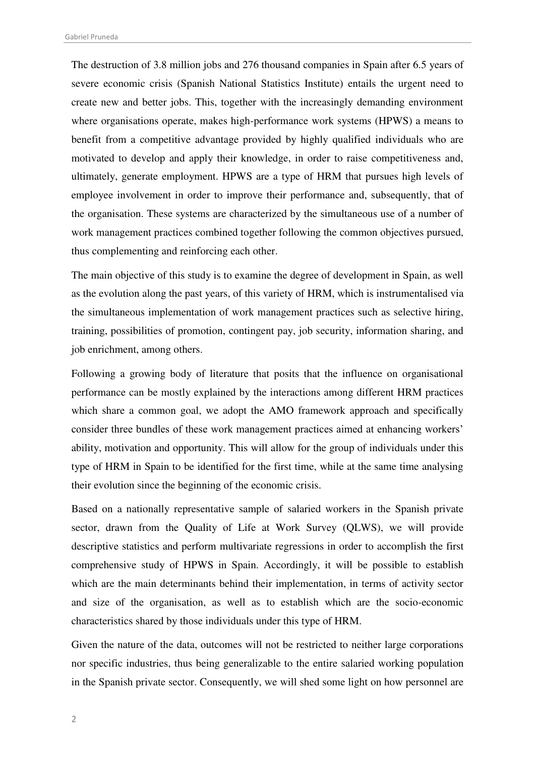The destruction of 3.8 million jobs and 276 thousand companies in Spain after 6.5 years of severe economic crisis (Spanish National Statistics Institute) entails the urgent need to create new and better jobs. This, together with the increasingly demanding environment where organisations operate, makes high-performance work systems (HPWS) a means to benefit from a competitive advantage provided by highly qualified individuals who are motivated to develop and apply their knowledge, in order to raise competitiveness and, ultimately, generate employment. HPWS are a type of HRM that pursues high levels of employee involvement in order to improve their performance and, subsequently, that of the organisation. These systems are characterized by the simultaneous use of a number of work management practices combined together following the common objectives pursued, thus complementing and reinforcing each other.

The main objective of this study is to examine the degree of development in Spain, as well as the evolution along the past years, of this variety of HRM, which is instrumentalised via the simultaneous implementation of work management practices such as selective hiring, training, possibilities of promotion, contingent pay, job security, information sharing, and job enrichment, among others.

Following a growing body of literature that posits that the influence on organisational performance can be mostly explained by the interactions among different HRM practices which share a common goal, we adopt the AMO framework approach and specifically consider three bundles of these work management practices aimed at enhancing workers' ability, motivation and opportunity. This will allow for the group of individuals under this type of HRM in Spain to be identified for the first time, while at the same time analysing their evolution since the beginning of the economic crisis.

Based on a nationally representative sample of salaried workers in the Spanish private sector, drawn from the Quality of Life at Work Survey (QLWS), we will provide descriptive statistics and perform multivariate regressions in order to accomplish the first comprehensive study of HPWS in Spain. Accordingly, it will be possible to establish which are the main determinants behind their implementation, in terms of activity sector and size of the organisation, as well as to establish which are the socio-economic characteristics shared by those individuals under this type of HRM.

Given the nature of the data, outcomes will not be restricted to neither large corporations nor specific industries, thus being generalizable to the entire salaried working population in the Spanish private sector. Consequently, we will shed some light on how personnel are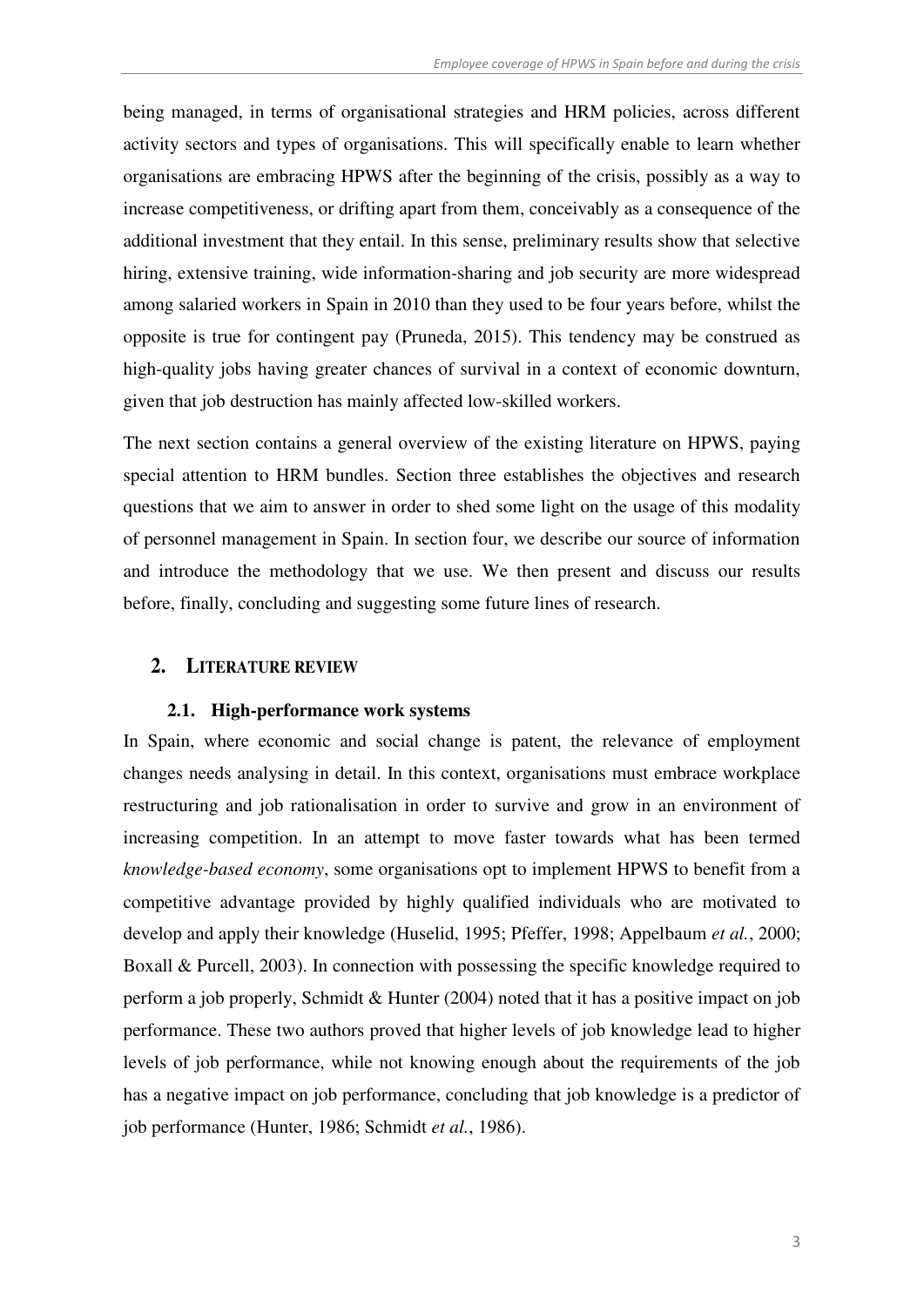being managed, in terms of organisational strategies and HRM policies, across different activity sectors and types of organisations. This will specifically enable to learn whether organisations are embracing HPWS after the beginning of the crisis, possibly as a way to increase competitiveness, or drifting apart from them, conceivably as a consequence of the additional investment that they entail. In this sense, preliminary results show that selective hiring, extensive training, wide information-sharing and job security are more widespread among salaried workers in Spain in 2010 than they used to be four years before, whilst the opposite is true for contingent pay (Pruneda, 2015). This tendency may be construed as high-quality jobs having greater chances of survival in a context of economic downturn, given that job destruction has mainly affected low-skilled workers.

The next section contains a general overview of the existing literature on HPWS, paying special attention to HRM bundles. Section three establishes the objectives and research questions that we aim to answer in order to shed some light on the usage of this modality of personnel management in Spain. In section four, we describe our source of information and introduce the methodology that we use. We then present and discuss our results before, finally, concluding and suggesting some future lines of research.

## 2. LITERATURE REVIEW

### 2.1. High-performance work systems

In Spain, where economic and social change is patent, the relevance of employment changes needs analysing in detail. In this context, organisations must embrace workplace restructuring and job rationalisation in order to survive and grow in an environment of increasing competition. In an attempt to move faster towards what has been termed *knowledge-based economy*, some organisations opt to implement HPWS to benefit from a competitive advantage provided by highly qualified individuals who are motivated to develop and apply their knowledge (Huselid, 1995; Pfeffer, 1998; Appelbaum *et al.*, 2000; Boxall & Purcell, 2003). In connection with possessing the specific knowledge required to perform a job properly, Schmidt & Hunter (2004) noted that it has a positive impact on job performance. These two authors proved that higher levels of job knowledge lead to higher levels of job performance, while not knowing enough about the requirements of the job has a negative impact on job performance, concluding that job knowledge is a predictor of job performance (Hunter, 1986; Schmidt *et al.*, 1986).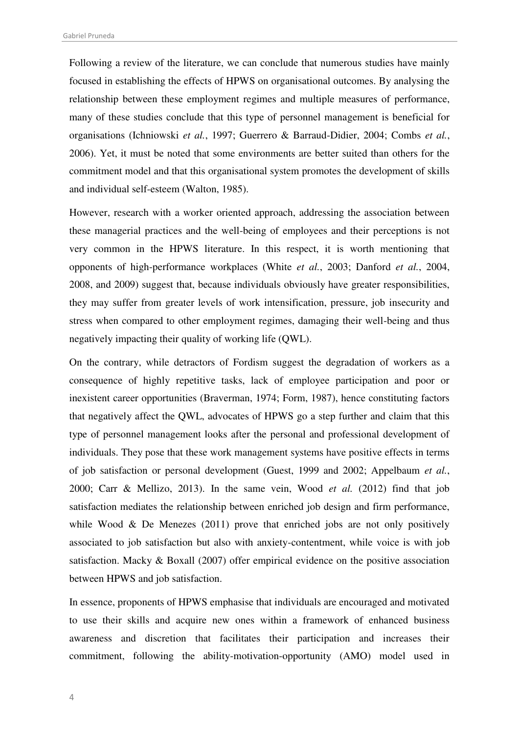Following a review of the literature, we can conclude that numerous studies have mainly focused in establishing the effects of HPWS on organisational outcomes. By analysing the relationship between these employment regimes and multiple measures of performance, many of these studies conclude that this type of personnel management is beneficial for organisations (Ichniowski *et al.*, 1997; Guerrero & Barraud-Didier, 2004; Combs *et al.*, 2006). Yet, it must be noted that some environments are better suited than others for the commitment model and that this organisational system promotes the development of skills and individual self-esteem (Walton, 1985).

However, research with a worker oriented approach, addressing the association between these managerial practices and the well-being of employees and their perceptions is not very common in the HPWS literature. In this respect, it is worth mentioning that opponents of high-performance workplaces (White *et al.*, 2003; Danford *et al.*, 2004, 2008, and 2009) suggest that, because individuals obviously have greater responsibilities, they may suffer from greater levels of work intensification, pressure, job insecurity and stress when compared to other employment regimes, damaging their well-being and thus negatively impacting their quality of working life (QWL).

On the contrary, while detractors of Fordism suggest the degradation of workers as a consequence of highly repetitive tasks, lack of employee participation and poor or inexistent career opportunities (Braverman, 1974; Form, 1987), hence constituting factors that negatively affect the QWL, advocates of HPWS go a step further and claim that this type of personnel management looks after the personal and professional development of individuals. They pose that these work management systems have positive effects in terms of job satisfaction or personal development (Guest, 1999 and 2002; Appelbaum *et al.*, 2000; Carr & Mellizo, 2013). In the same vein, Wood *et al.* (2012) find that job satisfaction mediates the relationship between enriched job design and firm performance, while Wood & De Menezes (2011) prove that enriched jobs are not only positively associated to job satisfaction but also with anxiety-contentment, while voice is with job satisfaction. Macky & Boxall (2007) offer empirical evidence on the positive association between HPWS and job satisfaction.

In essence, proponents of HPWS emphasise that individuals are encouraged and motivated to use their skills and acquire new ones within a framework of enhanced business awareness and discretion that facilitates their participation and increases their commitment, following the ability-motivation-opportunity (AMO) model used in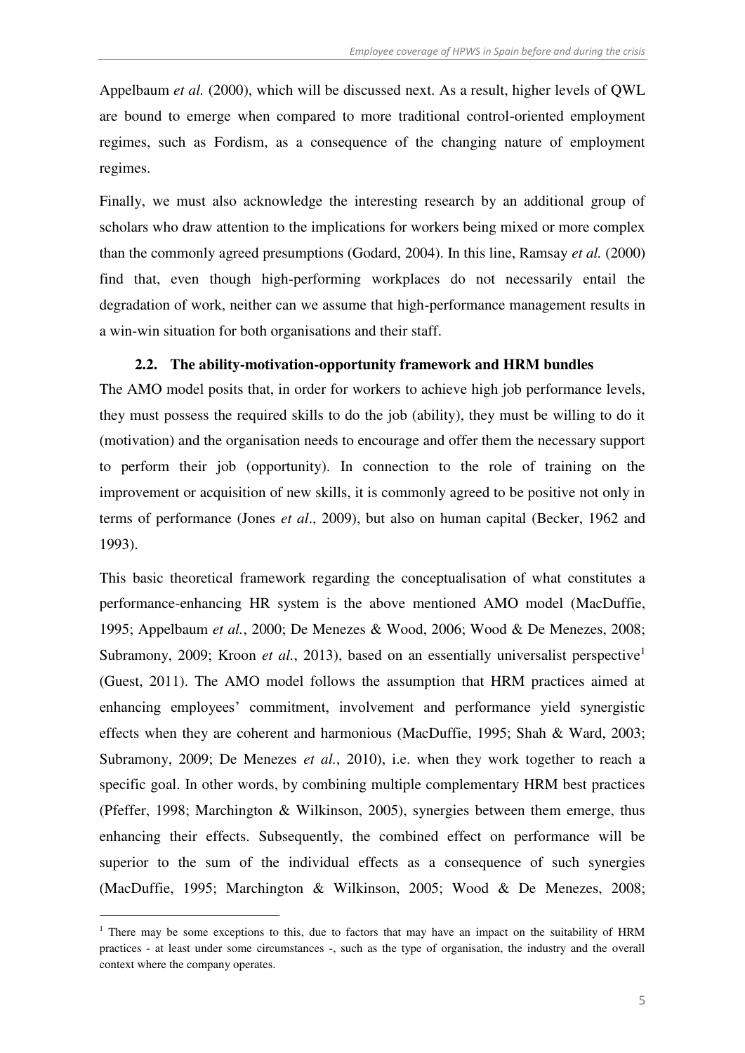Appelbaum *et al.* (2000), which will be discussed next. As a result, higher levels of QWL are bound to emerge when compared to more traditional control-oriented employment regimes, such as Fordism, as a consequence of the changing nature of employment regimes.

Finally, we must also acknowledge the interesting research by an additional group of scholars who draw attention to the implications for workers being mixed or more complex than the commonly agreed presumptions (Godard, 2004). In this line, Ramsay *et al.* (2000) find that, even though high-performing workplaces do not necessarily entail the degradation of work, neither can we assume that high-performance management results in a win-win situation for both organisations and their staff.

### 2.2. The ability-motivation-opportunity framework and HRM bundles

The AMO model posits that, in order for workers to achieve high job performance levels, they must possess the required skills to do the job (ability), they must be willing to do it (motivation) and the organisation needs to encourage and offer them the necessary support to perform their job (opportunity). In connection to the role of training on the improvement or acquisition of new skills, it is commonly agreed to be positive not only in terms of performance (Jones *et al*., 2009), but also on human capital (Becker, 1962 and 1993).

This basic theoretical framework regarding the conceptualisation of what constitutes a performance-enhancing HR system is the above mentioned AMO model (MacDuffie, 1995; Appelbaum *et al.*, 2000; De Menezes & Wood, 2006; Wood & De Menezes, 2008; Subramony, 2009; Kroon *et al.*, 2013), based on an essentially universalist perspective[1] (Guest, 2011). The AMO model follows the assumption that HRM practices aimed at enhancing employees' commitment, involvement and performance yield synergistic effects when they are coherent and harmonious (MacDuffie, 1995; Shah & Ward, 2003; Subramony, 2009; De Menezes *et al.*, 2010), i.e. when they work together to reach a specific goal. In other words, by combining multiple complementary HRM best practices (Pfeffer, 1998; Marchington & Wilkinson, 2005), synergies between them emerge, thus enhancing their effects. Subsequently, the combined effect on performance will be superior to the sum of the individual effects as a consequence of such synergies (MacDuffie, 1995; Marchington & Wilkinson, 2005; Wood & De Menezes, 2008;

[1] There may be some exceptions to this, due to factors that may have an impact on the suitability of HRM practices - at least under some circumstances -, such as the type of organisation, the industry and the overall context where the company operates.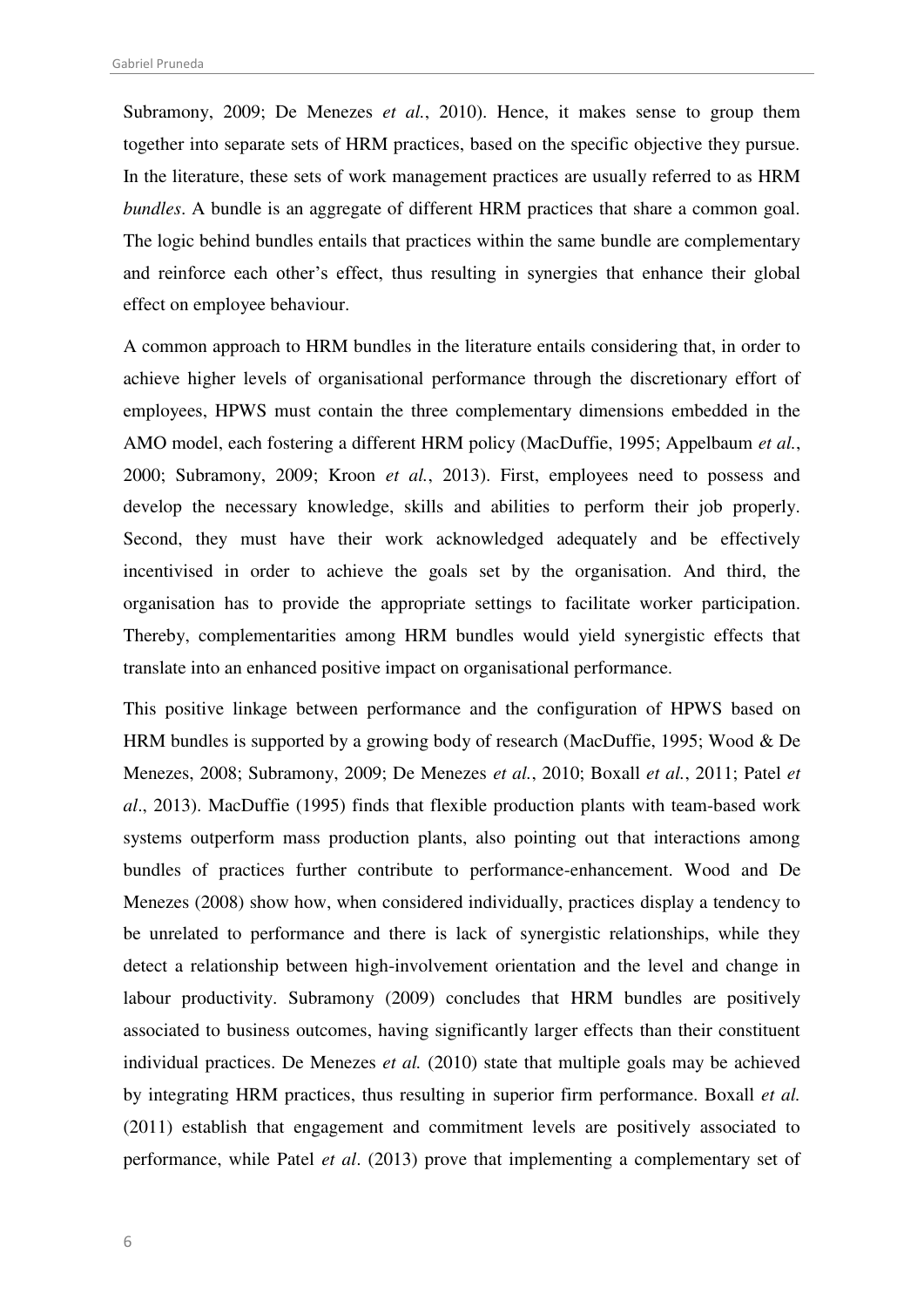Subramony, 2009; De Menezes *et al.*, 2010). Hence, it makes sense to group them together into separate sets of HRM practices, based on the specific objective they pursue. In the literature, these sets of work management practices are usually referred to as HRM *bundles*. A bundle is an aggregate of different HRM practices that share a common goal. The logic behind bundles entails that practices within the same bundle are complementary and reinforce each other's effect, thus resulting in synergies that enhance their global effect on employee behaviour.

A common approach to HRM bundles in the literature entails considering that, in order to achieve higher levels of organisational performance through the discretionary effort of employees, HPWS must contain the three complementary dimensions embedded in the AMO model, each fostering a different HRM policy (MacDuffie, 1995; Appelbaum *et al.*, 2000; Subramony, 2009; Kroon *et al.*, 2013). First, employees need to possess and develop the necessary knowledge, skills and abilities to perform their job properly. Second, they must have their work acknowledged adequately and be effectively incentivised in order to achieve the goals set by the organisation. And third, the organisation has to provide the appropriate settings to facilitate worker participation. Thereby, complementarities among HRM bundles would yield synergistic effects that translate into an enhanced positive impact on organisational performance.

This positive linkage between performance and the configuration of HPWS based on HRM bundles is supported by a growing body of research (MacDuffie, 1995; Wood & De Menezes, 2008; Subramony, 2009; De Menezes *et al.*, 2010; Boxall *et al.*, 2011; Patel *et al*., 2013). MacDuffie (1995) finds that flexible production plants with team-based work systems outperform mass production plants, also pointing out that interactions among bundles of practices further contribute to performance-enhancement. Wood and De Menezes (2008) show how, when considered individually, practices display a tendency to be unrelated to performance and there is lack of synergistic relationships, while they detect a relationship between high-involvement orientation and the level and change in labour productivity. Subramony (2009) concludes that HRM bundles are positively associated to business outcomes, having significantly larger effects than their constituent individual practices. De Menezes *et al.* (2010) state that multiple goals may be achieved by integrating HRM practices, thus resulting in superior firm performance. Boxall *et al.* (2011) establish that engagement and commitment levels are positively associated to performance, while Patel *et al*. (2013) prove that implementing a complementary set of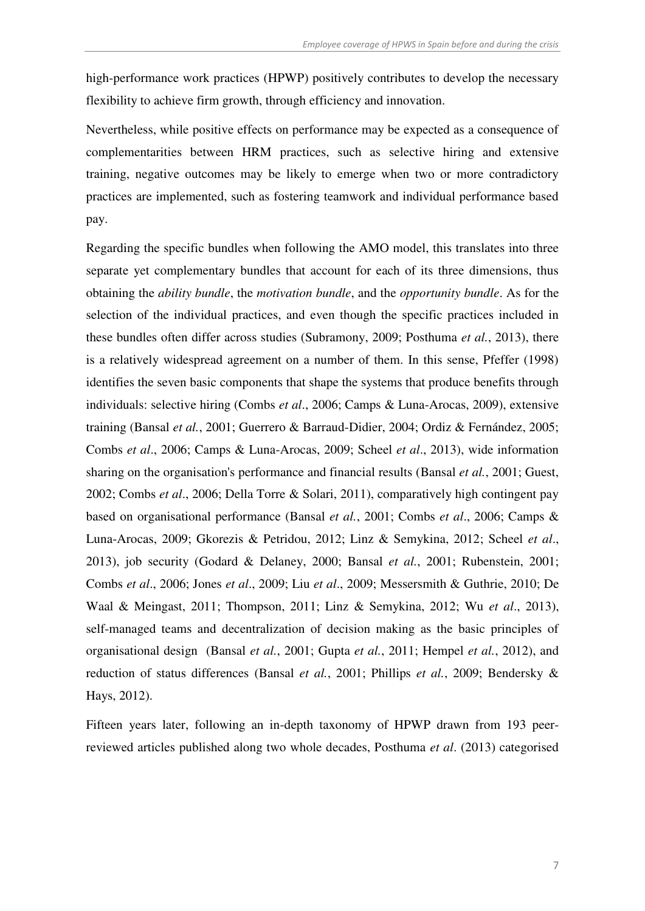high-performance work practices (HPWP) positively contributes to develop the necessary flexibility to achieve firm growth, through efficiency and innovation.

Nevertheless, while positive effects on performance may be expected as a consequence of complementarities between HRM practices, such as selective hiring and extensive training, negative outcomes may be likely to emerge when two or more contradictory practices are implemented, such as fostering teamwork and individual performance based pay.

Regarding the specific bundles when following the AMO model, this translates into three separate yet complementary bundles that account for each of its three dimensions, thus obtaining the *ability bundle*, the *motivation bundle*, and the *opportunity bundle*. As for the selection of the individual practices, and even though the specific practices included in these bundles often differ across studies (Subramony, 2009; Posthuma *et al.*, 2013), there is a relatively widespread agreement on a number of them. In this sense, Pfeffer (1998) identifies the seven basic components that shape the systems that produce benefits through individuals: selective hiring (Combs *et al*., 2006; Camps & Luna-Arocas, 2009), extensive training (Bansal *et al.*, 2001; Guerrero & Barraud-Didier, 2004; Ordiz & Fernández, 2005; Combs *et al*., 2006; Camps & Luna-Arocas, 2009; Scheel *et al*., 2013), wide information sharing on the organisation's performance and financial results (Bansal *et al.*, 2001; Guest, 2002; Combs *et al*., 2006; Della Torre & Solari, 2011), comparatively high contingent pay based on organisational performance (Bansal *et al.*, 2001; Combs *et al*., 2006; Camps & Luna-Arocas, 2009; Gkorezis & Petridou, 2012; Linz & Semykina, 2012; Scheel *et al*., 2013), job security (Godard & Delaney, 2000; Bansal *et al.*, 2001; Rubenstein, 2001; Combs *et al*., 2006; Jones *et al*., 2009; Liu *et al*., 2009; Messersmith & Guthrie, 2010; De Waal & Meingast, 2011; Thompson, 2011; Linz & Semykina, 2012; Wu *et al*., 2013), self-managed teams and decentralization of decision making as the basic principles of organisational design (Bansal *et al.*, 2001; Gupta *et al.*, 2011; Hempel *et al.*, 2012), and reduction of status differences (Bansal *et al.*, 2001; Phillips *et al.*, 2009; Bendersky & Hays, 2012).

Fifteen years later, following an in-depth taxonomy of HPWP drawn from 193 peer-reviewed articles published along two whole decades, Posthuma *et al*. (2013) categorised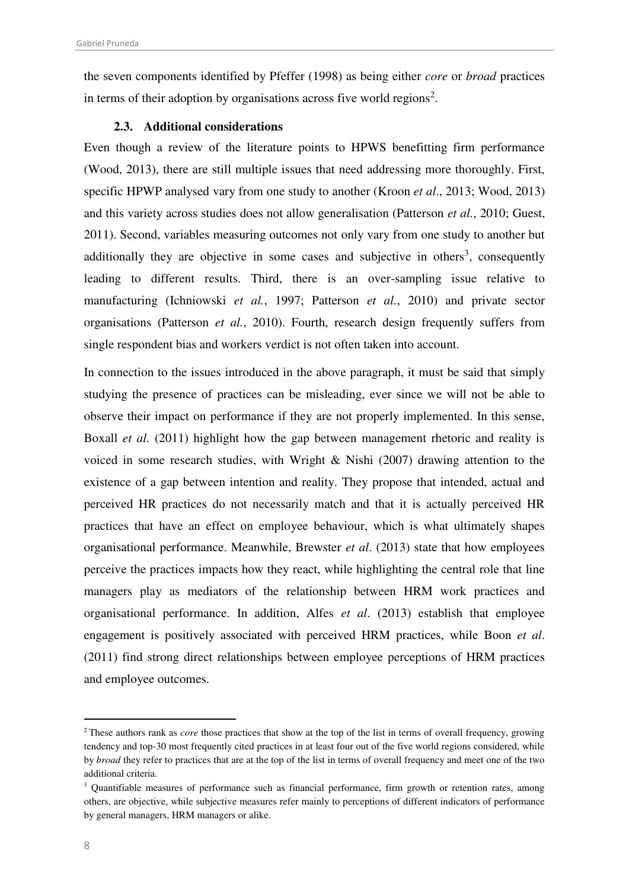the seven components identified by Pfeffer (1998) as being either *core* or *broad* practices in terms of their adoption by organisations across five world regions[2].

### 2.3. Additional considerations

Even though a review of the literature points to HPWS benefitting firm performance (Wood, 2013), there are still multiple issues that need addressing more thoroughly. First, specific HPWP analysed vary from one study to another (Kroon *et al*., 2013; Wood, 2013) and this variety across studies does not allow generalisation (Patterson *et al.*, 2010; Guest, 2011). Second, variables measuring outcomes not only vary from one study to another but additionally they are objective in some cases and subjective in others[3], consequently leading to different results. Third, there is an over-sampling issue relative to manufacturing (Ichniowski *et al.*, 1997; Patterson *et al.*, 2010) and private sector organisations (Patterson *et al.*, 2010). Fourth, research design frequently suffers from single respondent bias and workers verdict is not often taken into account.

In connection to the issues introduced in the above paragraph, it must be said that simply studying the presence of practices can be misleading, ever since we will not be able to observe their impact on performance if they are not properly implemented. In this sense, Boxall *et al.* (2011) highlight how the gap between management rhetoric and reality is voiced in some research studies, with Wright & Nishi (2007) drawing attention to the existence of a gap between intention and reality. They propose that intended, actual and perceived HR practices do not necessarily match and that it is actually perceived HR practices that have an effect on employee behaviour, which is what ultimately shapes organisational performance. Meanwhile, Brewster *et al*. (2013) state that how employees perceive the practices impacts how they react, while highlighting the central role that line managers play as mediators of the relationship between HRM work practices and organisational performance. In addition, Alfes *et al*. (2013) establish that employee engagement is positively associated with perceived HRM practices, while Boon *et al*. (2011) find strong direct relationships between employee perceptions of HRM practices and employee outcomes.

---

[2] These authors rank as *core* those practices that show at the top of the list in terms of overall frequency, growing tendency and top-30 most frequently cited practices in at least four out of the five world regions considered, while by *broad* they refer to practices that are at the top of the list in terms of overall frequency and meet one of the two additional criteria.

[3] Quantifiable measures of performance such as financial performance, firm growth or retention rates, among others, are objective, while subjective measures refer mainly to perceptions of different indicators of performance by general managers, HRM managers or alike.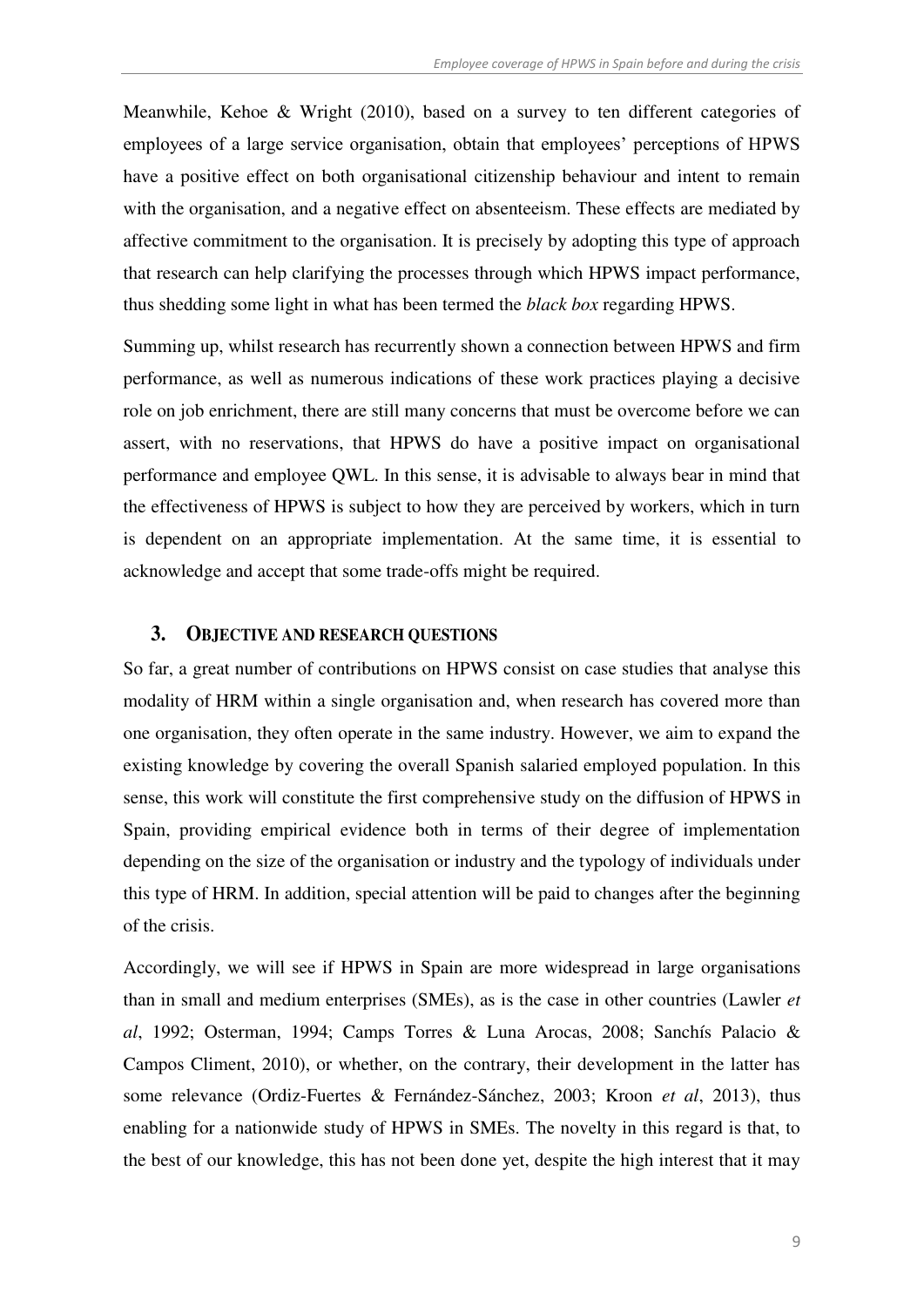Meanwhile, Kehoe & Wright (2010), based on a survey to ten different categories of employees of a large service organisation, obtain that employees' perceptions of HPWS have a positive effect on both organisational citizenship behaviour and intent to remain with the organisation, and a negative effect on absenteeism. These effects are mediated by affective commitment to the organisation. It is precisely by adopting this type of approach that research can help clarifying the processes through which HPWS impact performance, thus shedding some light in what has been termed the *black box* regarding HPWS.

Summing up, whilst research has recurrently shown a connection between HPWS and firm performance, as well as numerous indications of these work practices playing a decisive role on job enrichment, there are still many concerns that must be overcome before we can assert, with no reservations, that HPWS do have a positive impact on organisational performance and employee QWL. In this sense, it is advisable to always bear in mind that the effectiveness of HPWS is subject to how they are perceived by workers, which in turn is dependent on an appropriate implementation. At the same time, it is essential to acknowledge and accept that some trade-offs might be required.

## 3. OBJECTIVE AND RESEARCH QUESTIONS

So far, a great number of contributions on HPWS consist on case studies that analyse this modality of HRM within a single organisation and, when research has covered more than one organisation, they often operate in the same industry. However, we aim to expand the existing knowledge by covering the overall Spanish salaried employed population. In this sense, this work will constitute the first comprehensive study on the diffusion of HPWS in Spain, providing empirical evidence both in terms of their degree of implementation depending on the size of the organisation or industry and the typology of individuals under this type of HRM. In addition, special attention will be paid to changes after the beginning of the crisis.

Accordingly, we will see if HPWS in Spain are more widespread in large organisations than in small and medium enterprises (SMEs), as is the case in other countries (Lawler *et al*, 1992; Osterman, 1994; Camps Torres & Luna Arocas, 2008; Sanchís Palacio & Campos Climent, 2010), or whether, on the contrary, their development in the latter has some relevance (Ordiz-Fuertes & Fernández-Sánchez, 2003; Kroon *et al*, 2013), thus enabling for a nationwide study of HPWS in SMEs. The novelty in this regard is that, to the best of our knowledge, this has not been done yet, despite the high interest that it may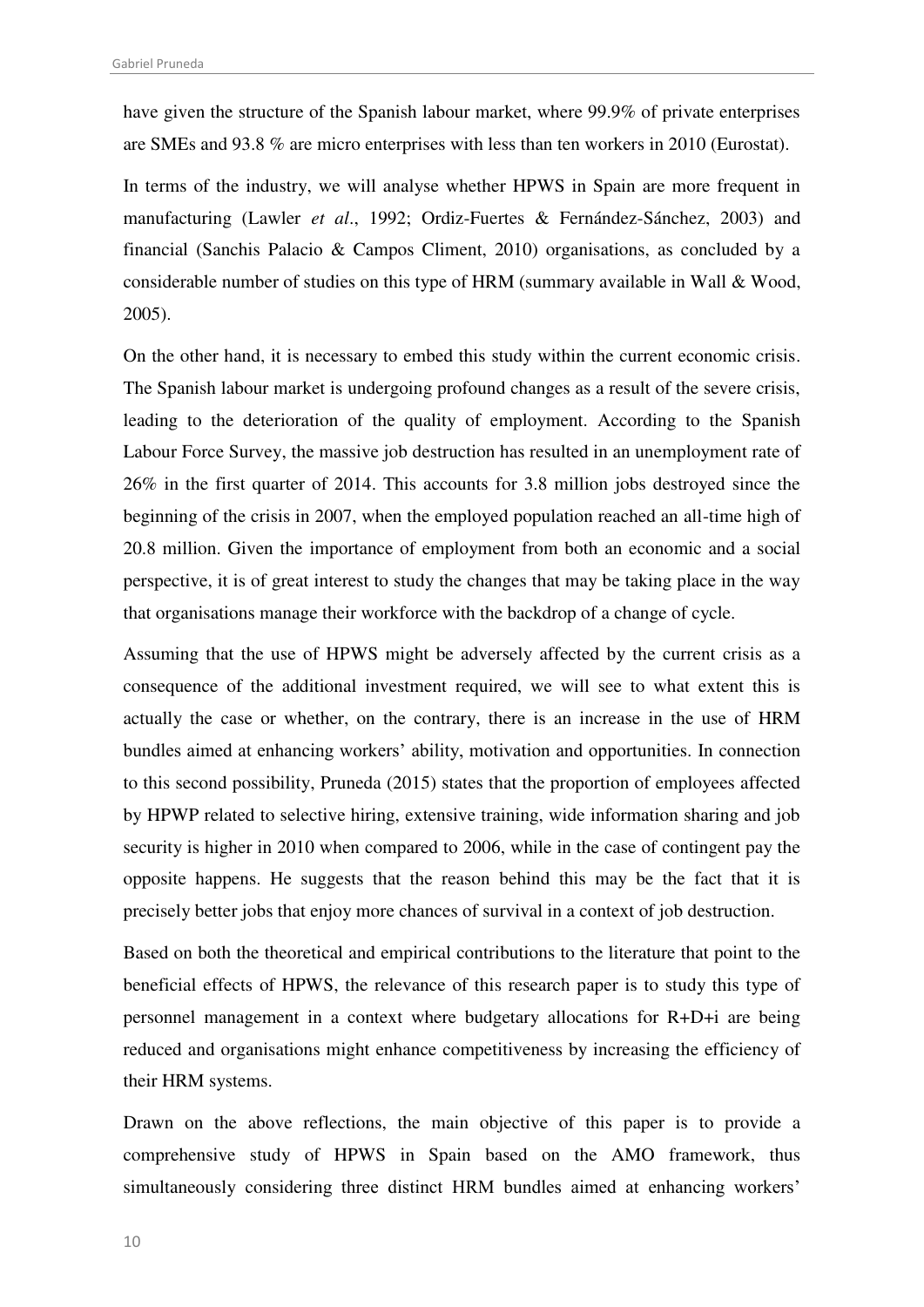have given the structure of the Spanish labour market, where 99.9% of private enterprises are SMEs and 93.8 % are micro enterprises with less than ten workers in 2010 (Eurostat).

In terms of the industry, we will analyse whether HPWS in Spain are more frequent in manufacturing (Lawler *et al*., 1992; Ordiz-Fuertes & Fernández-Sánchez, 2003) and financial (Sanchis Palacio & Campos Climent, 2010) organisations, as concluded by a considerable number of studies on this type of HRM (summary available in Wall & Wood, 2005).

On the other hand, it is necessary to embed this study within the current economic crisis. The Spanish labour market is undergoing profound changes as a result of the severe crisis, leading to the deterioration of the quality of employment. According to the Spanish Labour Force Survey, the massive job destruction has resulted in an unemployment rate of 26% in the first quarter of 2014. This accounts for 3.8 million jobs destroyed since the beginning of the crisis in 2007, when the employed population reached an all-time high of 20.8 million. Given the importance of employment from both an economic and a social perspective, it is of great interest to study the changes that may be taking place in the way that organisations manage their workforce with the backdrop of a change of cycle.

Assuming that the use of HPWS might be adversely affected by the current crisis as a consequence of the additional investment required, we will see to what extent this is actually the case or whether, on the contrary, there is an increase in the use of HRM bundles aimed at enhancing workers' ability, motivation and opportunities. In connection to this second possibility, Pruneda (2015) states that the proportion of employees affected by HPWP related to selective hiring, extensive training, wide information sharing and job security is higher in 2010 when compared to 2006, while in the case of contingent pay the opposite happens. He suggests that the reason behind this may be the fact that it is precisely better jobs that enjoy more chances of survival in a context of job destruction.

Based on both the theoretical and empirical contributions to the literature that point to the beneficial effects of HPWS, the relevance of this research paper is to study this type of personnel management in a context where budgetary allocations for R+D+i are being reduced and organisations might enhance competitiveness by increasing the efficiency of their HRM systems.

Drawn on the above reflections, the main objective of this paper is to provide a comprehensive study of HPWS in Spain based on the AMO framework, thus simultaneously considering three distinct HRM bundles aimed at enhancing workers'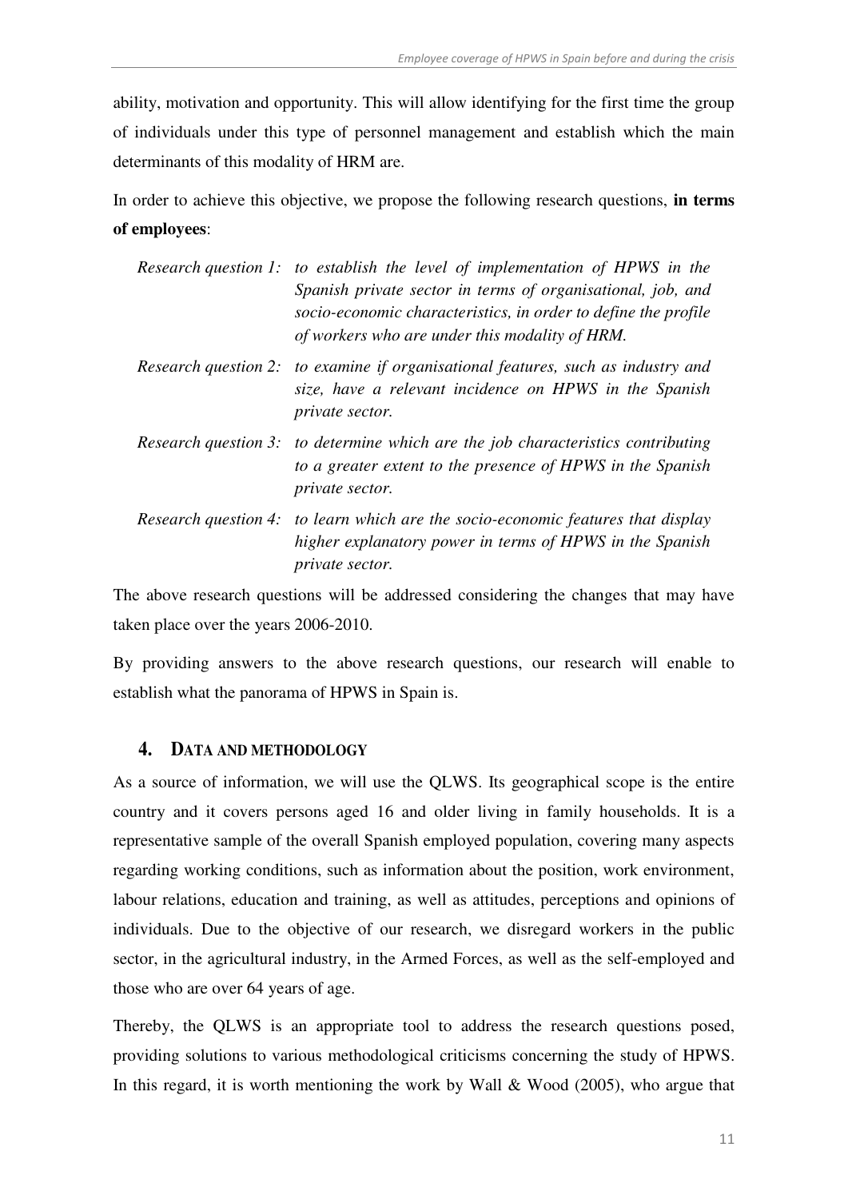ability, motivation and opportunity. This will allow identifying for the first time the group of individuals under this type of personnel management and establish which the main determinants of this modality of HRM are.

In order to achieve this objective, we propose the following research questions, **in terms of employees**:

*Research question 1: to establish the level of implementation of HPWS in the Spanish private sector in terms of organisational, job, and socio-economic characteristics, in order to define the profile of workers who are under this modality of HRM.*

*Research question 2: to examine if organisational features, such as industry and size, have a relevant incidence on HPWS in the Spanish private sector.*

*Research question 3: to determine which are the job characteristics contributing to a greater extent to the presence of HPWS in the Spanish private sector.*

*Research question 4: to learn which are the socio-economic features that display higher explanatory power in terms of HPWS in the Spanish private sector.*

The above research questions will be addressed considering the changes that may have taken place over the years 2006-2010.

By providing answers to the above research questions, our research will enable to establish what the panorama of HPWS in Spain is.

## 4. DATA AND METHODOLOGY

As a source of information, we will use the QLWS. Its geographical scope is the entire country and it covers persons aged 16 and older living in family households. It is a representative sample of the overall Spanish employed population, covering many aspects regarding working conditions, such as information about the position, work environment, labour relations, education and training, as well as attitudes, perceptions and opinions of individuals. Due to the objective of our research, we disregard workers in the public sector, in the agricultural industry, in the Armed Forces, as well as the self-employed and those who are over 64 years of age.

Thereby, the QLWS is an appropriate tool to address the research questions posed, providing solutions to various methodological criticisms concerning the study of HPWS. In this regard, it is worth mentioning the work by Wall & Wood (2005), who argue that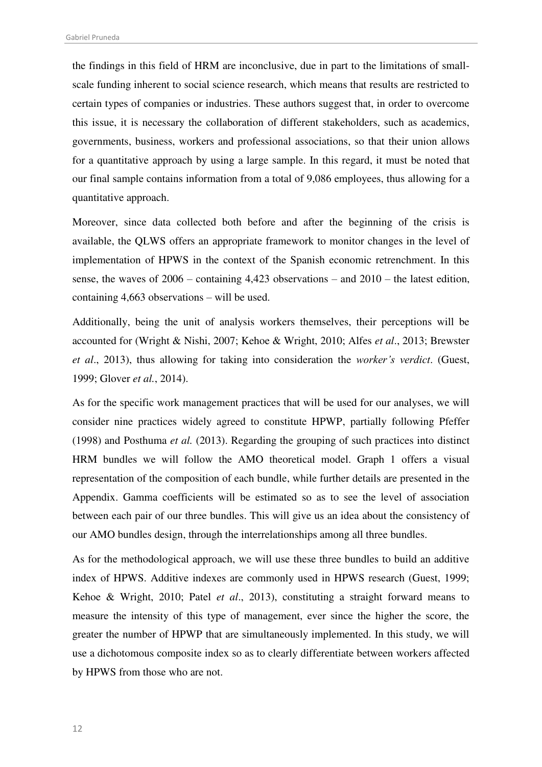the findings in this field of HRM are inconclusive, due in part to the limitations of small-scale funding inherent to social science research, which means that results are restricted to certain types of companies or industries. These authors suggest that, in order to overcome this issue, it is necessary the collaboration of different stakeholders, such as academics, governments, business, workers and professional associations, so that their union allows for a quantitative approach by using a large sample. In this regard, it must be noted that our final sample contains information from a total of 9,086 employees, thus allowing for a quantitative approach.

Moreover, since data collected both before and after the beginning of the crisis is available, the QLWS offers an appropriate framework to monitor changes in the level of implementation of HPWS in the context of the Spanish economic retrenchment. In this sense, the waves of 2006 – containing 4,423 observations – and 2010 – the latest edition, containing 4,663 observations – will be used.

Additionally, being the unit of analysis workers themselves, their perceptions will be accounted for (Wright & Nishi, 2007; Kehoe & Wright, 2010; Alfes *et al*., 2013; Brewster *et al*., 2013), thus allowing for taking into consideration the *worker's verdict*. (Guest, 1999; Glover *et al.*, 2014).

As for the specific work management practices that will be used for our analyses, we will consider nine practices widely agreed to constitute HPWP, partially following Pfeffer (1998) and Posthuma *et al.* (2013). Regarding the grouping of such practices into distinct HRM bundles we will follow the AMO theoretical model. Graph 1 offers a visual representation of the composition of each bundle, while further details are presented in the Appendix. Gamma coefficients will be estimated so as to see the level of association between each pair of our three bundles. This will give us an idea about the consistency of our AMO bundles design, through the interrelationships among all three bundles.

As for the methodological approach, we will use these three bundles to build an additive index of HPWS. Additive indexes are commonly used in HPWS research (Guest, 1999; Kehoe & Wright, 2010; Patel *et al*., 2013), constituting a straight forward means to measure the intensity of this type of management, ever since the higher the score, the greater the number of HPWP that are simultaneously implemented. In this study, we will use a dichotomous composite index so as to clearly differentiate between workers affected by HPWS from those who are not.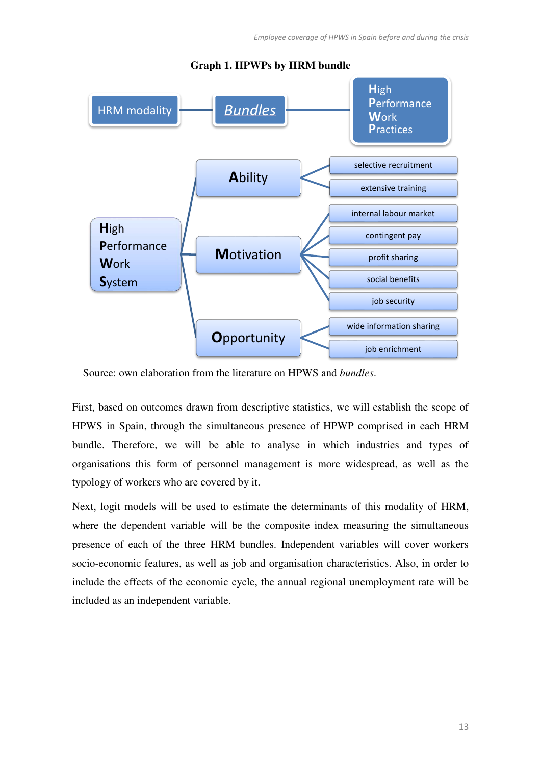**Graph 1. HPWPs by HRM bundle**

| HRM modality | *Bundles* | High Performance Work Practices |
|---|---|---|
| High Performance Work System | Ability | selective recruitment |
| | | extensive training |
| | Motivation | internal labour market |
| | | contingent pay |
| | | profit sharing |
| | | social benefits |
| | | job security |
| | Opportunity | wide information sharing |
| | | job enrichment |

Source: own elaboration from the literature on HPWS and *bundles*.

First, based on outcomes drawn from descriptive statistics, we will establish the scope of HPWS in Spain, through the simultaneous presence of HPWP comprised in each HRM bundle. Therefore, we will be able to analyse in which industries and types of organisations this form of personnel management is more widespread, as well as the typology of workers who are covered by it.

Next, logit models will be used to estimate the determinants of this modality of HRM, where the dependent variable will be the composite index measuring the simultaneous presence of each of the three HRM bundles. Independent variables will cover workers socio-economic features, as well as job and organisation characteristics. Also, in order to include the effects of the economic cycle, the annual regional unemployment rate will be included as an independent variable.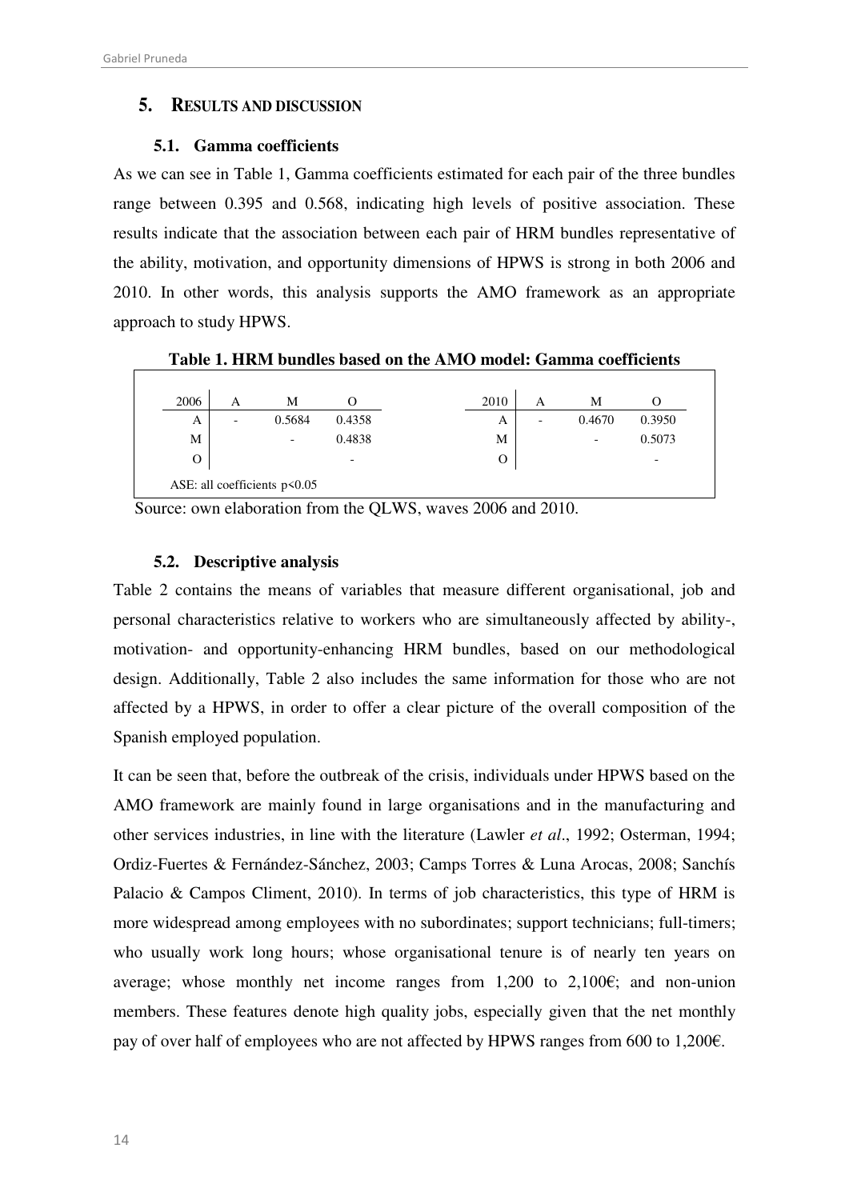## 5. RESULTS AND DISCUSSION

### 5.1. Gamma coefficients

As we can see in Table 1, Gamma coefficients estimated for each pair of the three bundles range between 0.395 and 0.568, indicating high levels of positive association. These results indicate that the association between each pair of HRM bundles representative of the ability, motivation, and opportunity dimensions of HPWS is strong in both 2006 and 2010. In other words, this analysis supports the AMO framework as an appropriate approach to study HPWS.

**Table 1. HRM bundles based on the AMO model: Gamma coefficients**

| 2006 | A | M | O | | 2010 | A | M | O |
|---|---|---|---|---|---|---|---|---|
| A | - | 0.5684 | 0.4358 | | A | - | 0.4670 | 0.3950 |
| M | | - | 0.4838 | | M | | - | 0.5073 |
| O | | | - | | O | | | - |

ASE: all coefficients $p<0.05$

Source: own elaboration from the QLWS, waves 2006 and 2010.

### 5.2. Descriptive analysis

Table 2 contains the means of variables that measure different organisational, job and personal characteristics relative to workers who are simultaneously affected by ability-, motivation- and opportunity-enhancing HRM bundles, based on our methodological design. Additionally, Table 2 also includes the same information for those who are not affected by a HPWS, in order to offer a clear picture of the overall composition of the Spanish employed population.

It can be seen that, before the outbreak of the crisis, individuals under HPWS based on the AMO framework are mainly found in large organisations and in the manufacturing and other services industries, in line with the literature (Lawler *et al*., 1992; Osterman, 1994; Ordiz-Fuertes & Fernández-Sánchez, 2003; Camps Torres & Luna Arocas, 2008; Sanchís Palacio & Campos Climent, 2010). In terms of job characteristics, this type of HRM is more widespread among employees with no subordinates; support technicians; full-timers; who usually work long hours; whose organisational tenure is of nearly ten years on average; whose monthly net income ranges from 1,200 to 2,100€; and non-union members. These features denote high quality jobs, especially given that the net monthly pay of over half of employees who are not affected by HPWS ranges from 600 to 1,200€.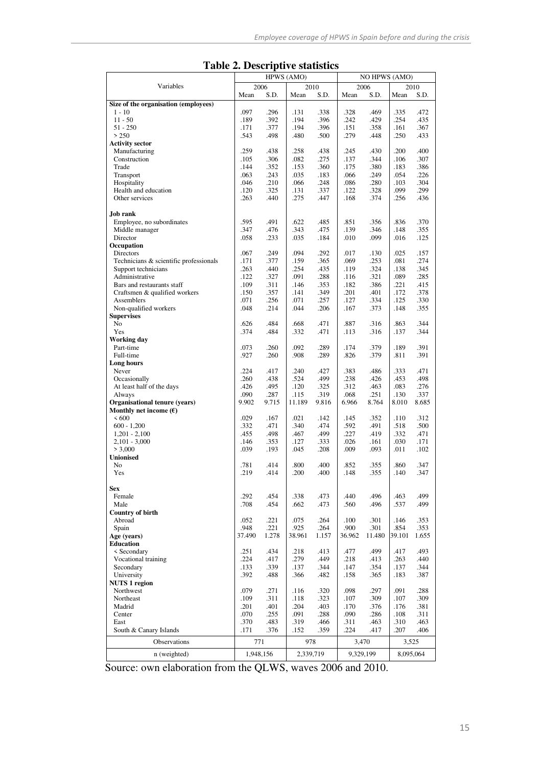**Table 2. Descriptive statistics**

| Variables | HPWS (AMO) | | | | NO HPWS (AMO) | | | |
|---|---|---|---|---|---|---|---|---|
| | 2006 | | 2010 | | 2006 | | 2010 | |
| | Mean | S.D. | Mean | S.D. | Mean | S.D. | Mean | S.D. |
| **Size of the organisation (employees)** | | | | | | | | |
| 1 - 10 | .097 | .296 | .131 | .338 | .328 | .469 | .335 | .472 |
| 11 - 50 | .189 | .392 | .194 | .396 | .242 | .429 | .254 | .435 |
| 51 - 250 | .171 | .377 | .194 | .396 | .151 | .358 | .161 | .367 |
| > 250 | .543 | .498 | .480 | .500 | .279 | .448 | .250 | .433 |
| **Activity sector** | | | | | | | | |
| Manufacturing | .259 | .438 | .258 | .438 | .245 | .430 | .200 | .400 |
| Construction | .105 | .306 | .082 | .275 | .137 | .344 | .106 | .307 |
| Trade | .144 | .352 | .153 | .360 | .175 | .380 | .183 | .386 |
| Transport | .063 | .243 | .035 | .183 | .066 | .249 | .054 | .226 |
| Hospitality | .046 | .210 | .066 | .248 | .086 | .280 | .103 | .304 |
| Health and education | .120 | .325 | .131 | .337 | .122 | .328 | .099 | .299 |
| Other services | .263 | .440 | .275 | .447 | .168 | .374 | .256 | .436 |
| **Job rank** | | | | | | | | |
| Employee, no subordinates | .595 | .491 | .622 | .485 | .851 | .356 | .836 | .370 |
| Middle manager | .347 | .476 | .343 | .475 | .139 | .346 | .148 | .355 |
| Director | .058 | .233 | .035 | .184 | .010 | .099 | .016 | .125 |
| **Occupation** | | | | | | | | |
| Directors | .067 | .249 | .094 | .292 | .017 | .130 | .025 | .157 |
| Technicians & scientific professionals | .171 | .377 | .159 | .365 | .069 | .253 | .081 | .274 |
| Support technicians | .263 | .440 | .254 | .435 | .119 | .324 | .138 | .345 |
| Administrative | .122 | .327 | .091 | .288 | .116 | .321 | .089 | .285 |
| Bars and restaurants staff | .109 | .311 | .146 | .353 | .182 | .386 | .221 | .415 |
| Craftsmen & qualified workers | .150 | .357 | .141 | .349 | .201 | .401 | .172 | .378 |
| Assemblers | .071 | .256 | .071 | .257 | .127 | .334 | .125 | .330 |
| Non-qualified workers | .048 | .214 | .044 | .206 | .167 | .373 | .148 | .355 |
| **Supervises** | | | | | | | | |
| No | .626 | .484 | .668 | .471 | .887 | .316 | .863 | .344 |
| Yes | .374 | .484 | .332 | .471 | .113 | .316 | .137 | .344 |
| **Working day** | | | | | | | | |
| Part-time | .073 | .260 | .092 | .289 | .174 | .379 | .189 | .391 |
| Full-time | .927 | .260 | .908 | .289 | .826 | .379 | .811 | .391 |
| **Long hours** | | | | | | | | |
| Never | .224 | .417 | .240 | .427 | .383 | .486 | .333 | .471 |
| Occasionally | .260 | .438 | .524 | .499 | .238 | .426 | .453 | .498 |
| At least half of the days | .426 | .495 | .120 | .325 | .312 | .463 | .083 | .276 |
| Always | .090 | .287 | .115 | .319 | .068 | .251 | .130 | .337 |
| **Organisational tenure (years)** | 9.902 | 9.715 | 11.189 | 9.816 | 6.966 | 8.764 | 8.010 | 8.685 |
| **Monthly net income (€)** | | | | | | | | |
| < 600 | .029 | .167 | .021 | .142 | .145 | .352 | .110 | .312 |
| 600 - 1,200 | .332 | .471 | .340 | .474 | .592 | .491 | .518 | .500 |
| 1,201 - 2,100 | .455 | .498 | .467 | .499 | .227 | .419 | .332 | .471 |
| 2,101 - 3,000 | .146 | .353 | .127 | .333 | .026 | .161 | .030 | .171 |
| > 3,000 | .039 | .193 | .045 | .208 | .009 | .093 | .011 | .102 |
| **Unionised** | | | | | | | | |
| No | .781 | .414 | .800 | .400 | .852 | .355 | .860 | .347 |
| Yes | .219 | .414 | .200 | .400 | .148 | .355 | .140 | .347 |
| **Sex** | | | | | | | | |
| Female | .292 | .454 | .338 | .473 | .440 | .496 | .463 | .499 |
| Male | .708 | .454 | .662 | .473 | .560 | .496 | .537 | .499 |
| **Country of birth** | | | | | | | | |
| Abroad | .052 | .221 | .075 | .264 | .100 | .301 | .146 | .353 |
| Spain | .948 | .221 | .925 | .264 | .900 | .301 | .854 | .353 |
| **Age (years)** | 37.490 | 1.278 | 38.961 | 1.157 | 36.962 | 11.480 | 39.101 | 1.655 |
| **Education** | | | | | | | | |
| < Secondary | .251 | .434 | .218 | .413 | .477 | .499 | .417 | .493 |
| Vocational training | .224 | .417 | .279 | .449 | .218 | .413 | .263 | .440 |
| Secondary | .133 | .339 | .137 | .344 | .147 | .354 | .137 | .344 |
| University | .392 | .488 | .366 | .482 | .158 | .365 | .183 | .387 |
| **NUTS 1 region** | | | | | | | | |
| Northwest | .079 | .271 | .116 | .320 | .098 | .297 | .091 | .288 |
| Northeast | .109 | .311 | .118 | .323 | .107 | .309 | .107 | .309 |
| Madrid | .201 | .401 | .204 | .403 | .170 | .376 | .176 | .381 |
| Center | .070 | .255 | .091 | .288 | .090 | .286 | .108 | .311 |
| East | .370 | .483 | .319 | .466 | .311 | .463 | .310 | .463 |
| South & Canary Islands | .171 | .376 | .152 | .359 | .224 | .417 | .207 | .406 |
| Observations | 771 | | 978 | | 3,470 | | 3,525 | |
| n (weighted) | 1,948,156 | | 2,339,719 | | 9,329,199 | | 8,095,064 | |

Source: own elaboration from the QLWS, waves 2006 and 2010.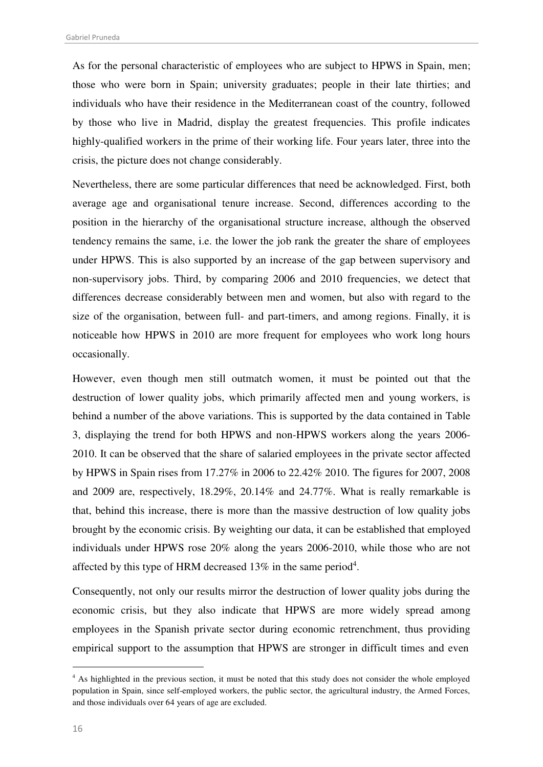As for the personal characteristic of employees who are subject to HPWS in Spain, men; those who were born in Spain; university graduates; people in their late thirties; and individuals who have their residence in the Mediterranean coast of the country, followed by those who live in Madrid, display the greatest frequencies. This profile indicates highly-qualified workers in the prime of their working life. Four years later, three into the crisis, the picture does not change considerably.

Nevertheless, there are some particular differences that need be acknowledged. First, both average age and organisational tenure increase. Second, differences according to the position in the hierarchy of the organisational structure increase, although the observed tendency remains the same, i.e. the lower the job rank the greater the share of employees under HPWS. This is also supported by an increase of the gap between supervisory and non-supervisory jobs. Third, by comparing 2006 and 2010 frequencies, we detect that differences decrease considerably between men and women, but also with regard to the size of the organisation, between full- and part-timers, and among regions. Finally, it is noticeable how HPWS in 2010 are more frequent for employees who work long hours occasionally.

However, even though men still outmatch women, it must be pointed out that the destruction of lower quality jobs, which primarily affected men and young workers, is behind a number of the above variations. This is supported by the data contained in Table 3, displaying the trend for both HPWS and non-HPWS workers along the years 2006-2010. It can be observed that the share of salaried employees in the private sector affected by HPWS in Spain rises from 17.27% in 2006 to 22.42% 2010. The figures for 2007, 2008 and 2009 are, respectively, 18.29%, 20.14% and 24.77%. What is really remarkable is that, behind this increase, there is more than the massive destruction of low quality jobs brought by the economic crisis. By weighting our data, it can be established that employed individuals under HPWS rose 20% along the years 2006-2010, while those who are not affected by this type of HRM decreased 13% in the same period[4].

Consequently, not only our results mirror the destruction of lower quality jobs during the economic crisis, but they also indicate that HPWS are more widely spread among employees in the Spanish private sector during economic retrenchment, thus providing empirical support to the assumption that HPWS are stronger in difficult times and even

[4] As highlighted in the previous section, it must be noted that this study does not consider the whole employed population in Spain, since self-employed workers, the public sector, the agricultural industry, the Armed Forces, and those individuals over 64 years of age are excluded.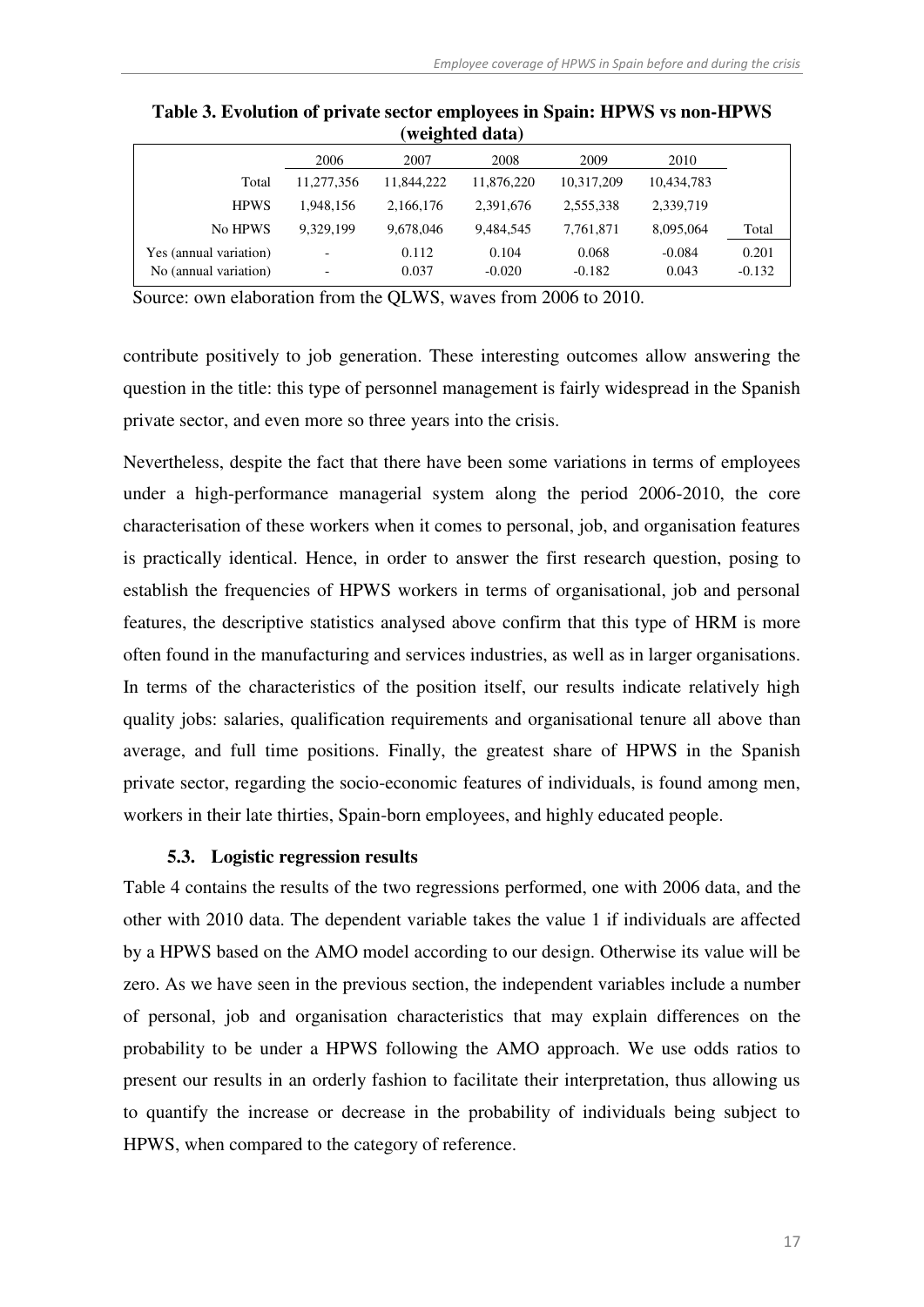**Table 3. Evolution of private sector employees in Spain: HPWS vs non-HPWS (weighted data)**

| | 2006 | 2007 | 2008 | 2009 | 2010 | |
|---|---|---|---|---|---|---|
| Total | 11,277,356 | 11,844,222 | 11,876,220 | 10,317,209 | 10,434,783 | |
| HPWS | 1,948,156 | 2,166,176 | 2,391,676 | 2,555,338 | 2,339,719 | |
| No HPWS | 9,329,199 | 9,678,046 | 9,484,545 | 7,761,871 | 8,095,064 | Total |
| Yes (annual variation) | - | 0.112 | 0.104 | 0.068 | -0.084 | 0.201 |
| No (annual variation) | - | 0.037 | -0.020 | -0.182 | 0.043 | -0.132 |

Source: own elaboration from the QLWS, waves from 2006 to 2010.

contribute positively to job generation. These interesting outcomes allow answering the question in the title: this type of personnel management is fairly widespread in the Spanish private sector, and even more so three years into the crisis.

Nevertheless, despite the fact that there have been some variations in terms of employees under a high-performance managerial system along the period 2006-2010, the core characterisation of these workers when it comes to personal, job, and organisation features is practically identical. Hence, in order to answer the first research question, posing to establish the frequencies of HPWS workers in terms of organisational, job and personal features, the descriptive statistics analysed above confirm that this type of HRM is more often found in the manufacturing and services industries, as well as in larger organisations. In terms of the characteristics of the position itself, our results indicate relatively high quality jobs: salaries, qualification requirements and organisational tenure all above than average, and full time positions. Finally, the greatest share of HPWS in the Spanish private sector, regarding the socio-economic features of individuals, is found among men, workers in their late thirties, Spain-born employees, and highly educated people.

### 5.3. Logistic regression results

Table 4 contains the results of the two regressions performed, one with 2006 data, and the other with 2010 data. The dependent variable takes the value 1 if individuals are affected by a HPWS based on the AMO model according to our design. Otherwise its value will be zero. As we have seen in the previous section, the independent variables include a number of personal, job and organisation characteristics that may explain differences on the probability to be under a HPWS following the AMO approach. We use odds ratios to present our results in an orderly fashion to facilitate their interpretation, thus allowing us to quantify the increase or decrease in the probability of individuals being subject to HPWS, when compared to the category of reference.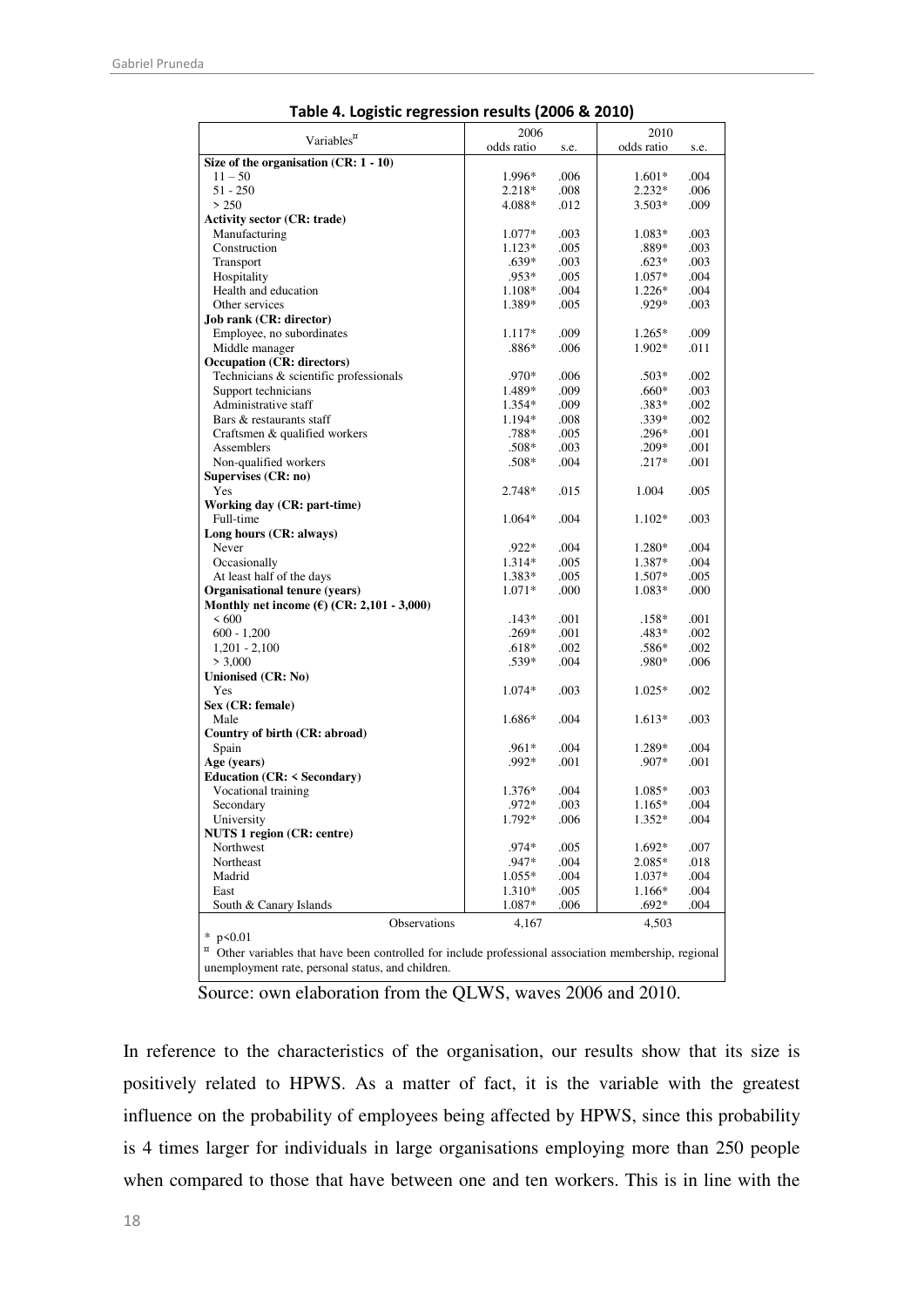**Table 4. Logistic regression results (2006 & 2010)**

| Variables[¤] | 2006 | | 2010 | |
|---|---|---|---|---|
| | odds ratio | s.e. | odds ratio | s.e. |
| **Size of the organisation (CR: 1 - 10)** | | | | |
| 11 – 50 | 1.996* | .006 | 1.601* | .004 |
| 51 - 250 | 2.218* | .008 | 2.232* | .006 |
| > 250 | 4.088* | .012 | 3.503* | .009 |
| **Activity sector (CR: trade)** | | | | |
| Manufacturing | 1.077* | .003 | 1.083* | .003 |
| Construction | 1.123* | .005 | .889* | .003 |
| Transport | .639* | .003 | .623* | .003 |
| Hospitality | .953* | .005 | 1.057* | .004 |
| Health and education | 1.108* | .004 | 1.226* | .004 |
| Other services | 1.389* | .005 | .929* | .003 |
| **Job rank (CR: director)** | | | | |
| Employee, no subordinates | 1.117* | .009 | 1.265* | .009 |
| Middle manager | .886* | .006 | 1.902* | .011 |
| **Occupation (CR: directors)** | | | | |
| Technicians & scientific professionals | .970* | .006 | .503* | .002 |
| Support technicians | 1.489* | .009 | .660* | .003 |
| Administrative staff | 1.354* | .009 | .383* | .002 |
| Bars & restaurants staff | 1.194* | .008 | .339* | .002 |
| Craftsmen & qualified workers | .788* | .005 | .296* | .001 |
| Assemblers | .508* | .003 | .209* | .001 |
| Non-qualified workers | .508* | .004 | .217* | .001 |
| **Supervises (CR: no)** | | | | |
| Yes | 2.748* | .015 | 1.004 | .005 |
| **Working day (CR: part-time)** | | | | |
| Full-time | 1.064* | .004 | 1.102* | .003 |
| **Long hours (CR: always)** | | | | |
| Never | .922* | .004 | 1.280* | .004 |
| Occasionally | 1.314* | .005 | 1.387* | .004 |
| At least half of the days | 1.383* | .005 | 1.507* | .005 |
| **Organisational tenure (years)** | 1.071* | .000 | 1.083* | .000 |
| **Monthly net income (€) (CR: 2,101 - 3,000)** | | | | |
| < 600 | .143* | .001 | .158* | .001 |
| 600 - 1,200 | .269* | .001 | .483* | .002 |
| 1,201 - 2,100 | .618* | .002 | .586* | .002 |
| > 3,000 | .539* | .004 | .980* | .006 |
| **Unionised (CR: No)** | | | | |
| Yes | 1.074* | .003 | 1.025* | .002 |
| **Sex (CR: female)** | | | | |
| Male | 1.686* | .004 | 1.613* | .003 |
| **Country of birth (CR: abroad)** | | | | |
| Spain | .961* | .004 | 1.289* | .004 |
| **Age (years)** | .992* | .001 | .907* | .001 |
| **Education (CR: < Secondary)** | | | | |
| Vocational training | 1.376* | .004 | 1.085* | .003 |
| Secondary | .972* | .003 | 1.165* | .004 |
| University | 1.792* | .006 | 1.352* | .004 |
| **NUTS 1 region (CR: centre)** | | | | |
| Northwest | .974* | .005 | 1.692* | .007 |
| Northeast | .947* | .004 | 2.085* | .018 |
| Madrid | 1.055* | .004 | 1.037* | .004 |
| East | 1.310* | .005 | 1.166* | .004 |
| South & Canary Islands | 1.087* | .006 | .692* | .004 |
| Observations | 4,167 | | 4,503 | |

* $p<0.01$

[¤] Other variables that have been controlled for include professional association membership, regional unemployment rate, personal status, and children.

Source: own elaboration from the QLWS, waves 2006 and 2010.

In reference to the characteristics of the organisation, our results show that its size is positively related to HPWS. As a matter of fact, it is the variable with the greatest influence on the probability of employees being affected by HPWS, since this probability is 4 times larger for individuals in large organisations employing more than 250 people when compared to those that have between one and ten workers. This is in line with the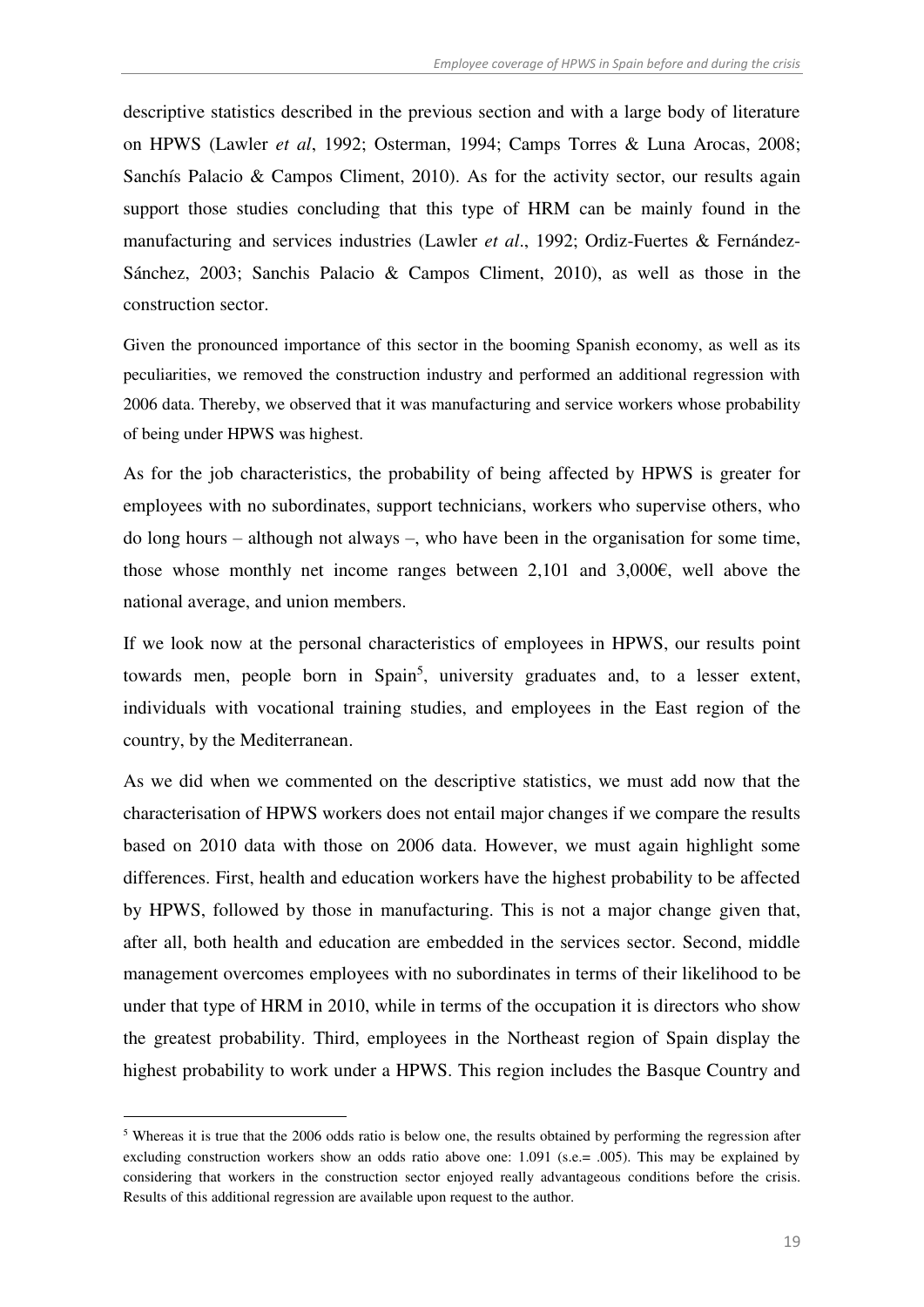descriptive statistics described in the previous section and with a large body of literature on HPWS (Lawler *et al*, 1992; Osterman, 1994; Camps Torres & Luna Arocas, 2008; Sanchís Palacio & Campos Climent, 2010). As for the activity sector, our results again support those studies concluding that this type of HRM can be mainly found in the manufacturing and services industries (Lawler *et al*., 1992; Ordiz-Fuertes & Fernández-Sánchez, 2003; Sanchis Palacio & Campos Climent, 2010), as well as those in the construction sector.

Given the pronounced importance of this sector in the booming Spanish economy, as well as its peculiarities, we removed the construction industry and performed an additional regression with 2006 data. Thereby, we observed that it was manufacturing and service workers whose probability of being under HPWS was highest.

As for the job characteristics, the probability of being affected by HPWS is greater for employees with no subordinates, support technicians, workers who supervise others, who do long hours – although not always –, who have been in the organisation for some time, those whose monthly net income ranges between 2,101 and 3,000€, well above the national average, and union members.

If we look now at the personal characteristics of employees in HPWS, our results point towards men, people born in Spain[5], university graduates and, to a lesser extent, individuals with vocational training studies, and employees in the East region of the country, by the Mediterranean.

As we did when we commented on the descriptive statistics, we must add now that the characterisation of HPWS workers does not entail major changes if we compare the results based on 2010 data with those on 2006 data. However, we must again highlight some differences. First, health and education workers have the highest probability to be affected by HPWS, followed by those in manufacturing. This is not a major change given that, after all, both health and education are embedded in the services sector. Second, middle management overcomes employees with no subordinates in terms of their likelihood to be under that type of HRM in 2010, while in terms of the occupation it is directors who show the greatest probability. Third, employees in the Northeast region of Spain display the highest probability to work under a HPWS. This region includes the Basque Country and

[5] Whereas it is true that the 2006 odds ratio is below one, the results obtained by performing the regression after excluding construction workers show an odds ratio above one: 1.091 (s.e.= .005). This may be explained by considering that workers in the construction sector enjoyed really advantageous conditions before the crisis. Results of this additional regression are available upon request to the author.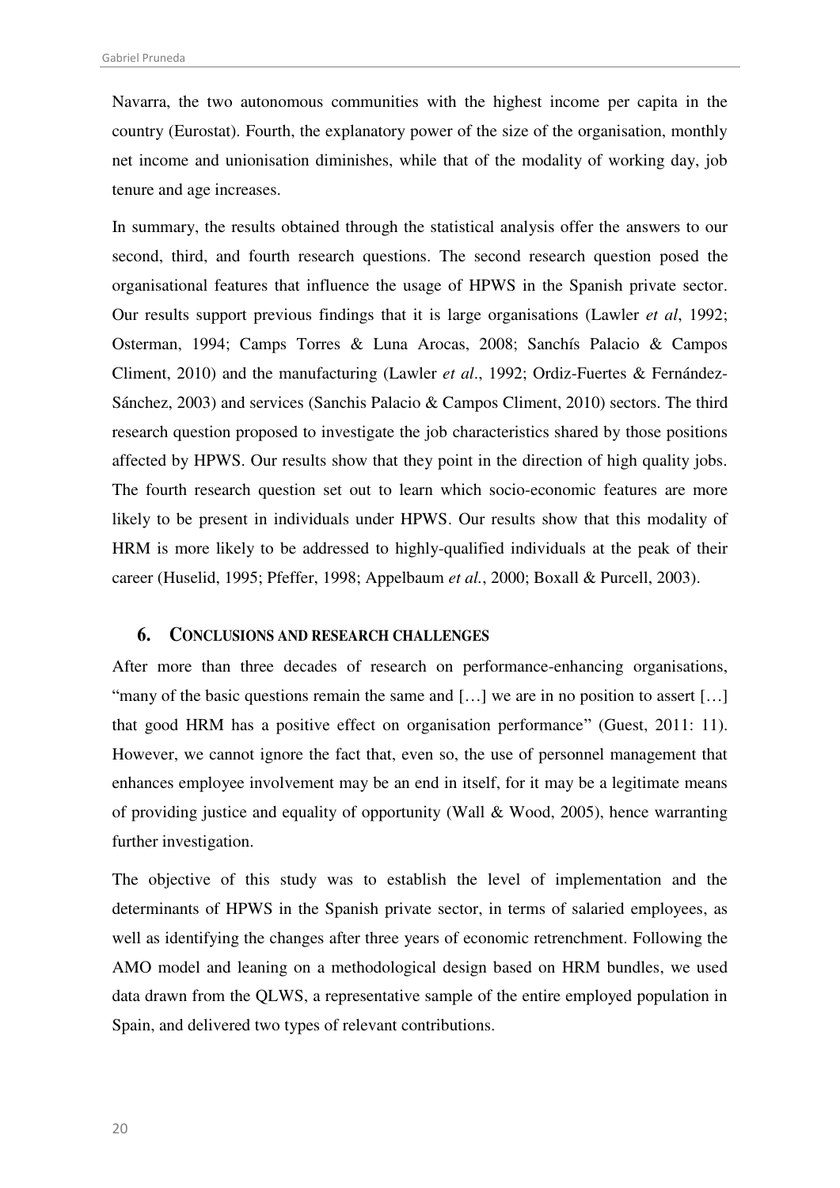Navarra, the two autonomous communities with the highest income per capita in the country (Eurostat). Fourth, the explanatory power of the size of the organisation, monthly net income and unionisation diminishes, while that of the modality of working day, job tenure and age increases.

In summary, the results obtained through the statistical analysis offer the answers to our second, third, and fourth research questions. The second research question posed the organisational features that influence the usage of HPWS in the Spanish private sector. Our results support previous findings that it is large organisations (Lawler *et al*, 1992; Osterman, 1994; Camps Torres & Luna Arocas, 2008; Sanchís Palacio & Campos Climent, 2010) and the manufacturing (Lawler *et al*., 1992; Ordiz-Fuertes & Fernández-Sánchez, 2003) and services (Sanchis Palacio & Campos Climent, 2010) sectors. The third research question proposed to investigate the job characteristics shared by those positions affected by HPWS. Our results show that they point in the direction of high quality jobs. The fourth research question set out to learn which socio-economic features are more likely to be present in individuals under HPWS. Our results show that this modality of HRM is more likely to be addressed to highly-qualified individuals at the peak of their career (Huselid, 1995; Pfeffer, 1998; Appelbaum *et al.*, 2000; Boxall & Purcell, 2003).

## 6. CONCLUSIONS AND RESEARCH CHALLENGES

After more than three decades of research on performance-enhancing organisations, "many of the basic questions remain the same and […] we are in no position to assert […] that good HRM has a positive effect on organisation performance" (Guest, 2011: 11). However, we cannot ignore the fact that, even so, the use of personnel management that enhances employee involvement may be an end in itself, for it may be a legitimate means of providing justice and equality of opportunity (Wall & Wood, 2005), hence warranting further investigation.

The objective of this study was to establish the level of implementation and the determinants of HPWS in the Spanish private sector, in terms of salaried employees, as well as identifying the changes after three years of economic retrenchment. Following the AMO model and leaning on a methodological design based on HRM bundles, we used data drawn from the QLWS, a representative sample of the entire employed population in Spain, and delivered two types of relevant contributions.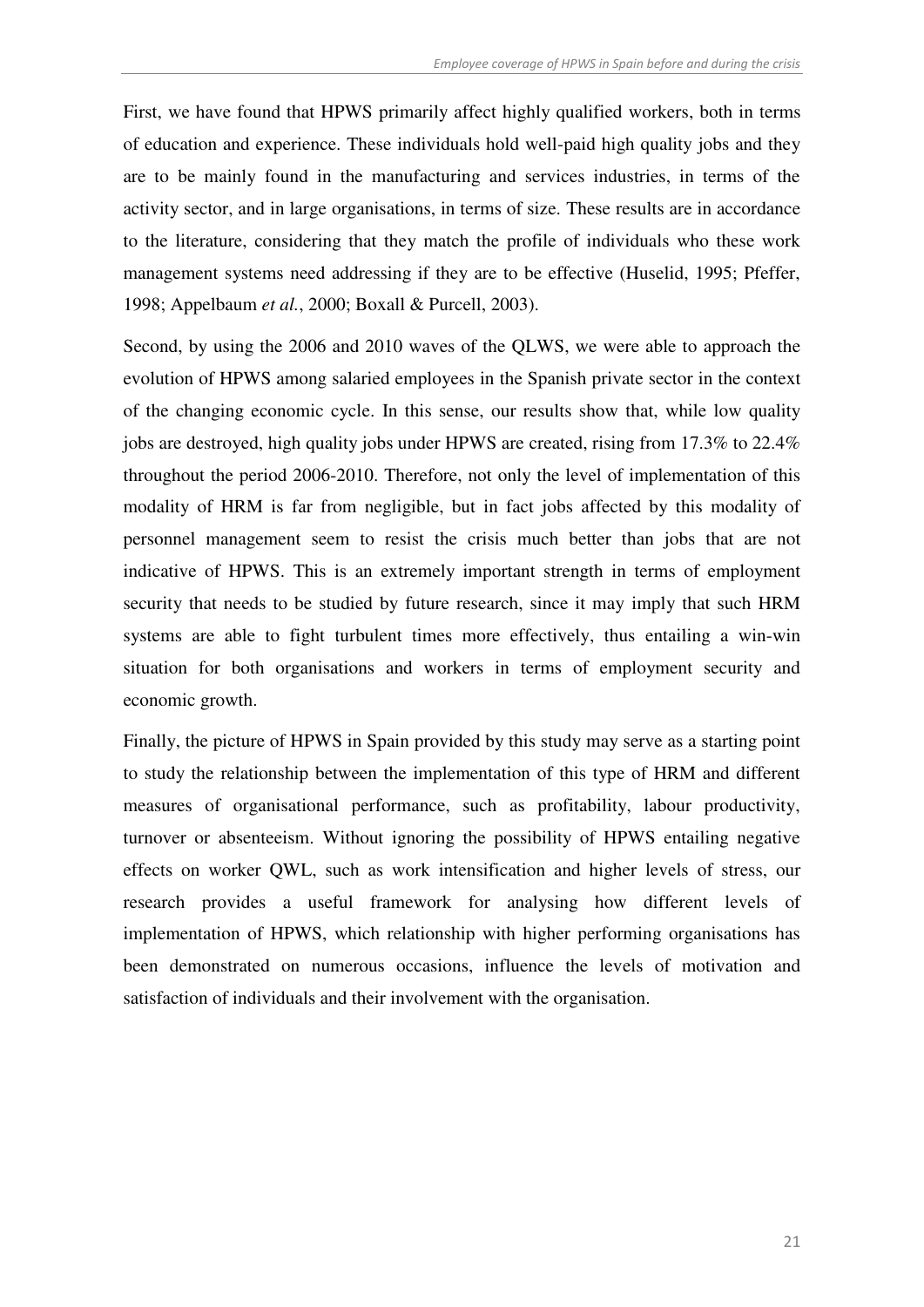First, we have found that HPWS primarily affect highly qualified workers, both in terms of education and experience. These individuals hold well-paid high quality jobs and they are to be mainly found in the manufacturing and services industries, in terms of the activity sector, and in large organisations, in terms of size. These results are in accordance to the literature, considering that they match the profile of individuals who these work management systems need addressing if they are to be effective (Huselid, 1995; Pfeffer, 1998; Appelbaum *et al.*, 2000; Boxall & Purcell, 2003).

Second, by using the 2006 and 2010 waves of the QLWS, we were able to approach the evolution of HPWS among salaried employees in the Spanish private sector in the context of the changing economic cycle. In this sense, our results show that, while low quality jobs are destroyed, high quality jobs under HPWS are created, rising from 17.3% to 22.4% throughout the period 2006-2010. Therefore, not only the level of implementation of this modality of HRM is far from negligible, but in fact jobs affected by this modality of personnel management seem to resist the crisis much better than jobs that are not indicative of HPWS. This is an extremely important strength in terms of employment security that needs to be studied by future research, since it may imply that such HRM systems are able to fight turbulent times more effectively, thus entailing a win-win situation for both organisations and workers in terms of employment security and economic growth.

Finally, the picture of HPWS in Spain provided by this study may serve as a starting point to study the relationship between the implementation of this type of HRM and different measures of organisational performance, such as profitability, labour productivity, turnover or absenteeism. Without ignoring the possibility of HPWS entailing negative effects on worker QWL, such as work intensification and higher levels of stress, our research provides a useful framework for analysing how different levels of implementation of HPWS, which relationship with higher performing organisations has been demonstrated on numerous occasions, influence the levels of motivation and satisfaction of individuals and their involvement with the organisation.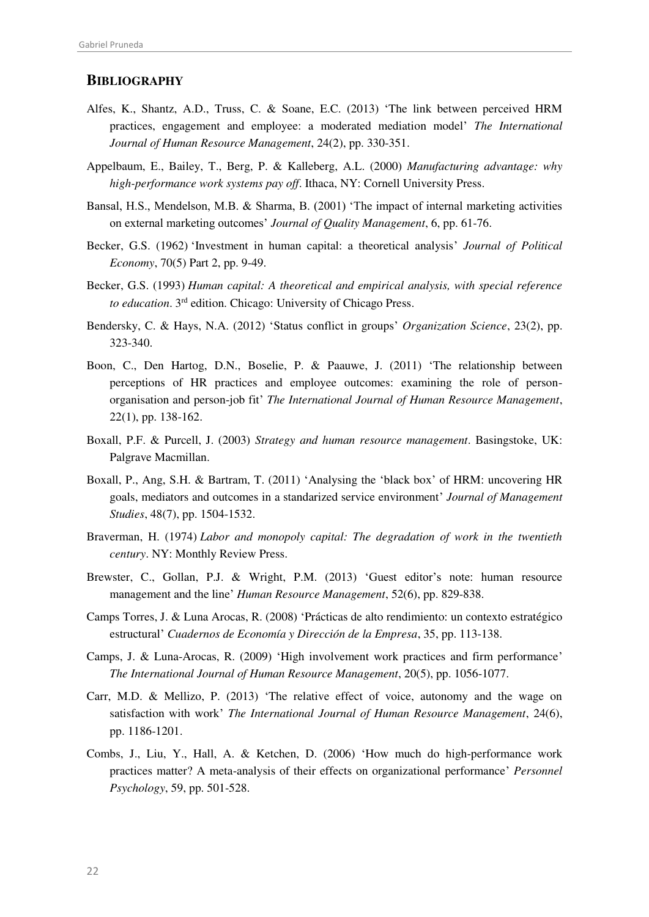## BIBLIOGRAPHY

Alfes, K., Shantz, A.D., Truss, C. & Soane, E.C. (2013) 'The link between perceived HRM practices, engagement and employee: a moderated mediation model' *The International Journal of Human Resource Management*, 24(2), pp. 330-351.

Appelbaum, E., Bailey, T., Berg, P. & Kalleberg, A.L. (2000) *Manufacturing advantage: why high-performance work systems pay off*. Ithaca, NY: Cornell University Press.

Bansal, H.S., Mendelson, M.B. & Sharma, B. (2001) 'The impact of internal marketing activities on external marketing outcomes' *Journal of Quality Management*, 6, pp. 61-76.

Becker, G.S. (1962) 'Investment in human capital: a theoretical analysis' *Journal of Political Economy*, 70(5) Part 2, pp. 9-49.

Becker, G.S. (1993) *Human capital: A theoretical and empirical analysis, with special reference to education*. 3rd edition. Chicago: University of Chicago Press.

Bendersky, C. & Hays, N.A. (2012) 'Status conflict in groups' *Organization Science*, 23(2), pp. 323-340.

Boon, C., Den Hartog, D.N., Boselie, P. & Paauwe, J. (2011) 'The relationship between perceptions of HR practices and employee outcomes: examining the role of person-organisation and person-job fit' *The International Journal of Human Resource Management*, 22(1), pp. 138-162.

Boxall, P.F. & Purcell, J. (2003) *Strategy and human resource management*. Basingstoke, UK: Palgrave Macmillan.

Boxall, P., Ang, S.H. & Bartram, T. (2011) 'Analysing the 'black box' of HRM: uncovering HR goals, mediators and outcomes in a standarized service environment' *Journal of Management Studies*, 48(7), pp. 1504-1532.

Braverman, H. (1974) *Labor and monopoly capital: The degradation of work in the twentieth century*. NY: Monthly Review Press.

Brewster, C., Gollan, P.J. & Wright, P.M. (2013) 'Guest editor's note: human resource management and the line' *Human Resource Management*, 52(6), pp. 829-838.

Camps Torres, J. & Luna Arocas, R. (2008) 'Prácticas de alto rendimiento: un contexto estratégico estructural' *Cuadernos de Economía y Dirección de la Empresa*, 35, pp. 113-138.

Camps, J. & Luna-Arocas, R. (2009) 'High involvement work practices and firm performance' *The International Journal of Human Resource Management*, 20(5), pp. 1056-1077.

Carr, M.D. & Mellizo, P. (2013) 'The relative effect of voice, autonomy and the wage on satisfaction with work' *The International Journal of Human Resource Management*, 24(6), pp. 1186-1201.

Combs, J., Liu, Y., Hall, A. & Ketchen, D. (2006) 'How much do high-performance work practices matter? A meta-analysis of their effects on organizational performance' *Personnel Psychology*, 59, pp. 501-528.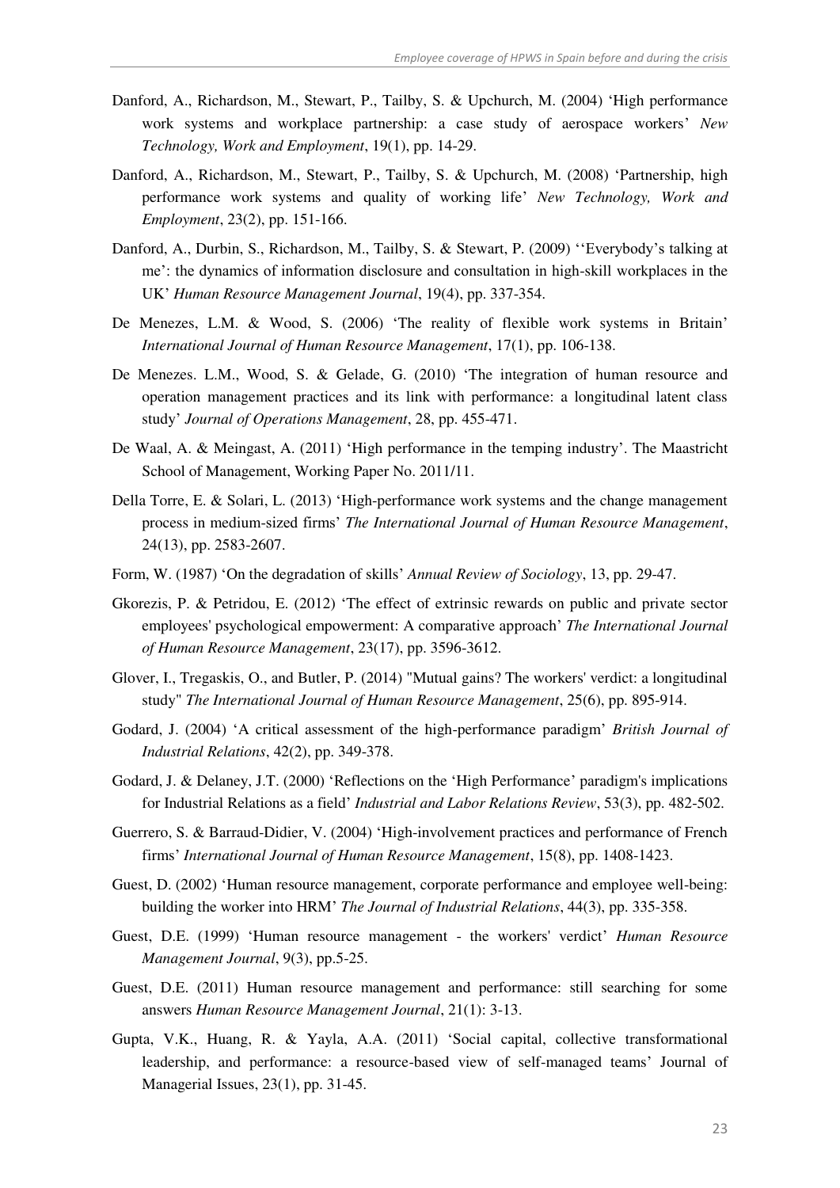Danford, A., Richardson, M., Stewart, P., Tailby, S. & Upchurch, M. (2004) 'High performance work systems and workplace partnership: a case study of aerospace workers' *New Technology, Work and Employment*, 19(1), pp. 14-29.

Danford, A., Richardson, M., Stewart, P., Tailby, S. & Upchurch, M. (2008) 'Partnership, high performance work systems and quality of working life' *New Technology, Work and Employment*, 23(2), pp. 151-166.

Danford, A., Durbin, S., Richardson, M., Tailby, S. & Stewart, P. (2009) ''Everybody's talking at me': the dynamics of information disclosure and consultation in high-skill workplaces in the UK' *Human Resource Management Journal*, 19(4), pp. 337-354.

De Menezes, L.M. & Wood, S. (2006) 'The reality of flexible work systems in Britain' *International Journal of Human Resource Management*, 17(1), pp. 106-138.

De Menezes. L.M., Wood, S. & Gelade, G. (2010) 'The integration of human resource and operation management practices and its link with performance: a longitudinal latent class study' *Journal of Operations Management*, 28, pp. 455-471.

De Waal, A. & Meingast, A. (2011) 'High performance in the temping industry'. The Maastricht School of Management, Working Paper No. 2011/11.

Della Torre, E. & Solari, L. (2013) 'High-performance work systems and the change management process in medium-sized firms' *The International Journal of Human Resource Management*, 24(13), pp. 2583-2607.

Form, W. (1987) 'On the degradation of skills' *Annual Review of Sociology*, 13, pp. 29-47.

Gkorezis, P. & Petridou, E. (2012) 'The effect of extrinsic rewards on public and private sector employees' psychological empowerment: A comparative approach' *The International Journal of Human Resource Management*, 23(17), pp. 3596-3612.

Glover, I., Tregaskis, O., and Butler, P. (2014) "Mutual gains? The workers' verdict: a longitudinal study" *The International Journal of Human Resource Management*, 25(6), pp. 895-914.

Godard, J. (2004) 'A critical assessment of the high-performance paradigm' *British Journal of Industrial Relations*, 42(2), pp. 349-378.

Godard, J. & Delaney, J.T. (2000) 'Reflections on the 'High Performance' paradigm's implications for Industrial Relations as a field' *Industrial and Labor Relations Review*, 53(3), pp. 482-502.

Guerrero, S. & Barraud-Didier, V. (2004) 'High-involvement practices and performance of French firms' *International Journal of Human Resource Management*, 15(8), pp. 1408-1423.

Guest, D. (2002) 'Human resource management, corporate performance and employee well-being: building the worker into HRM' *The Journal of Industrial Relations*, 44(3), pp. 335-358.

Guest, D.E. (1999) 'Human resource management - the workers' verdict' *Human Resource Management Journal*, 9(3), pp.5-25.

Guest, D.E. (2011) Human resource management and performance: still searching for some answers *Human Resource Management Journal*, 21(1): 3-13.

Gupta, V.K., Huang, R. & Yayla, A.A. (2011) 'Social capital, collective transformational leadership, and performance: a resource-based view of self-managed teams' Journal of Managerial Issues, 23(1), pp. 31-45.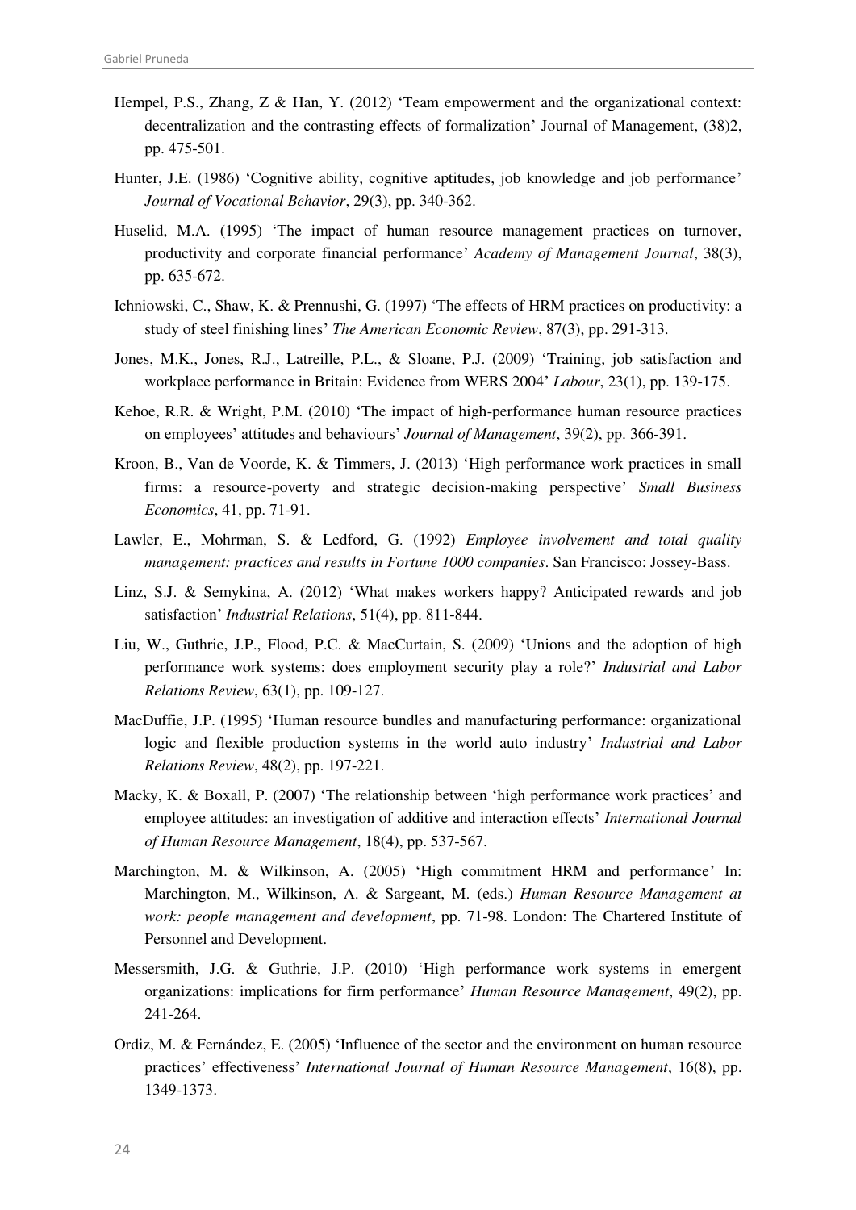Hempel, P.S., Zhang, Z & Han, Y. (2012) 'Team empowerment and the organizational context: decentralization and the contrasting effects of formalization' Journal of Management, (38)2, pp. 475-501.

Hunter, J.E. (1986) 'Cognitive ability, cognitive aptitudes, job knowledge and job performance' *Journal of Vocational Behavior*, 29(3), pp. 340-362.

Huselid, M.A. (1995) 'The impact of human resource management practices on turnover, productivity and corporate financial performance' *Academy of Management Journal*, 38(3), pp. 635-672.

Ichniowski, C., Shaw, K. & Prennushi, G. (1997) 'The effects of HRM practices on productivity: a study of steel finishing lines' *The American Economic Review*, 87(3), pp. 291-313.

Jones, M.K., Jones, R.J., Latreille, P.L., & Sloane, P.J. (2009) 'Training, job satisfaction and workplace performance in Britain: Evidence from WERS 2004' *Labour*, 23(1), pp. 139-175.

Kehoe, R.R. & Wright, P.M. (2010) 'The impact of high-performance human resource practices on employees' attitudes and behaviours' *Journal of Management*, 39(2), pp. 366-391.

Kroon, B., Van de Voorde, K. & Timmers, J. (2013) 'High performance work practices in small firms: a resource-poverty and strategic decision-making perspective' *Small Business Economics*, 41, pp. 71-91.

Lawler, E., Mohrman, S. & Ledford, G. (1992) *Employee involvement and total quality management: practices and results in Fortune 1000 companies*. San Francisco: Jossey-Bass.

Linz, S.J. & Semykina, A. (2012) 'What makes workers happy? Anticipated rewards and job satisfaction' *Industrial Relations*, 51(4), pp. 811-844.

Liu, W., Guthrie, J.P., Flood, P.C. & MacCurtain, S. (2009) 'Unions and the adoption of high performance work systems: does employment security play a role?' *Industrial and Labor Relations Review*, 63(1), pp. 109-127.

MacDuffie, J.P. (1995) 'Human resource bundles and manufacturing performance: organizational logic and flexible production systems in the world auto industry' *Industrial and Labor Relations Review*, 48(2), pp. 197-221.

Macky, K. & Boxall, P. (2007) 'The relationship between 'high performance work practices' and employee attitudes: an investigation of additive and interaction effects' *International Journal of Human Resource Management*, 18(4), pp. 537-567.

Marchington, M. & Wilkinson, A. (2005) 'High commitment HRM and performance' In: Marchington, M., Wilkinson, A. & Sargeant, M. (eds.) *Human Resource Management at work: people management and development*, pp. 71-98. London: The Chartered Institute of Personnel and Development.

Messersmith, J.G. & Guthrie, J.P. (2010) 'High performance work systems in emergent organizations: implications for firm performance' *Human Resource Management*, 49(2), pp. 241-264.

Ordiz, M. & Fernández, E. (2005) 'Influence of the sector and the environment on human resource practices' effectiveness' *International Journal of Human Resource Management*, 16(8), pp. 1349-1373.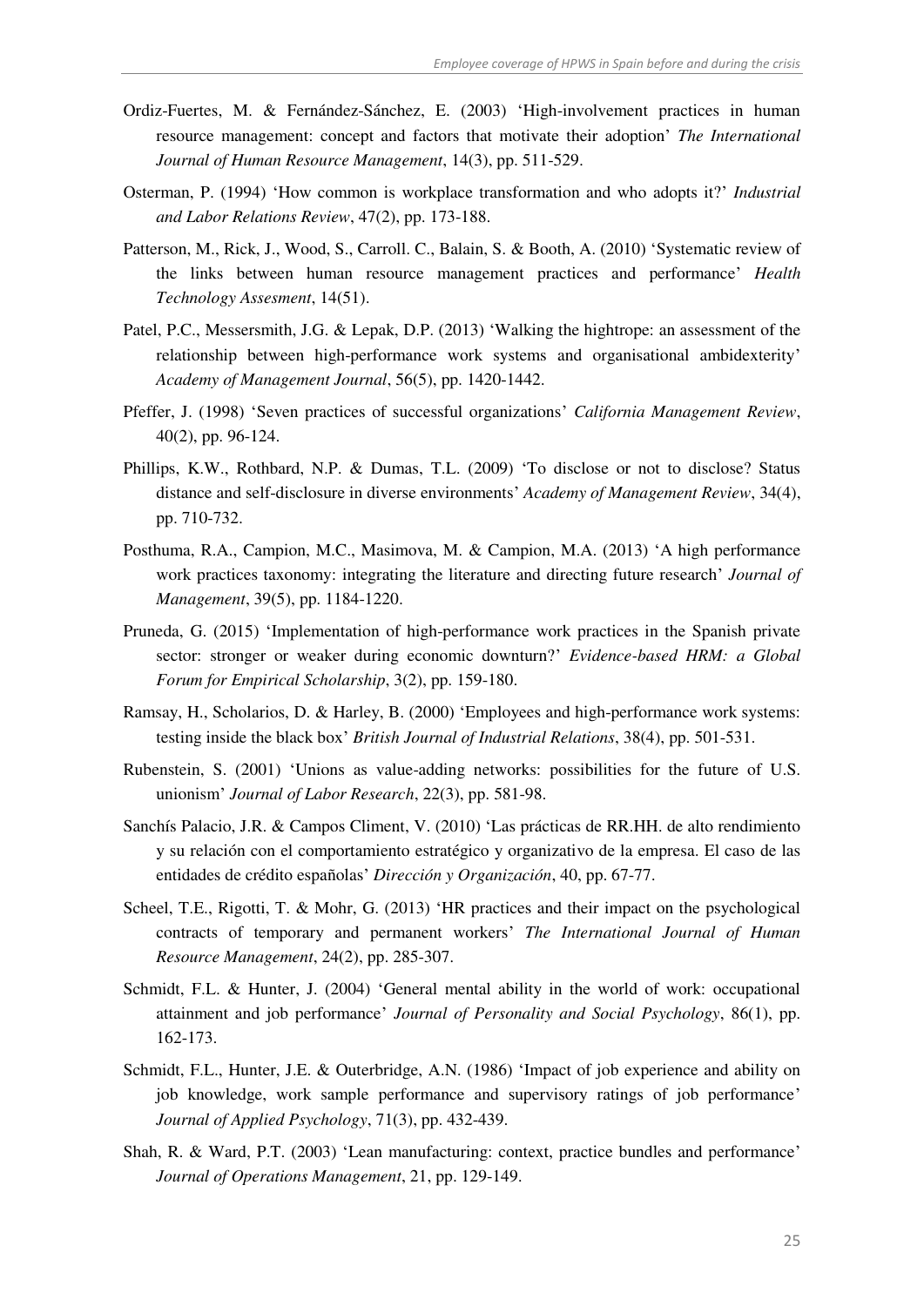Ordiz-Fuertes, M. & Fernández-Sánchez, E. (2003) 'High-involvement practices in human resource management: concept and factors that motivate their adoption' *The International Journal of Human Resource Management*, 14(3), pp. 511-529.

Osterman, P. (1994) 'How common is workplace transformation and who adopts it?' *Industrial and Labor Relations Review*, 47(2), pp. 173-188.

Patterson, M., Rick, J., Wood, S., Carroll. C., Balain, S. & Booth, A. (2010) 'Systematic review of the links between human resource management practices and performance' *Health Technology Assesment*, 14(51).

Patel, P.C., Messersmith, J.G. & Lepak, D.P. (2013) 'Walking the hightrope: an assessment of the relationship between high-performance work systems and organisational ambidexterity' *Academy of Management Journal*, 56(5), pp. 1420-1442.

Pfeffer, J. (1998) 'Seven practices of successful organizations' *California Management Review*, 40(2), pp. 96-124.

Phillips, K.W., Rothbard, N.P. & Dumas, T.L. (2009) 'To disclose or not to disclose? Status distance and self-disclosure in diverse environments' *Academy of Management Review*, 34(4), pp. 710-732.

Posthuma, R.A., Campion, M.C., Masimova, M. & Campion, M.A. (2013) 'A high performance work practices taxonomy: integrating the literature and directing future research' *Journal of Management*, 39(5), pp. 1184-1220.

Pruneda, G. (2015) 'Implementation of high-performance work practices in the Spanish private sector: stronger or weaker during economic downturn?' *Evidence-based HRM: a Global Forum for Empirical Scholarship*, 3(2), pp. 159-180.

Ramsay, H., Scholarios, D. & Harley, B. (2000) 'Employees and high-performance work systems: testing inside the black box' *British Journal of Industrial Relations*, 38(4), pp. 501-531.

Rubenstein, S. (2001) 'Unions as value-adding networks: possibilities for the future of U.S. unionism' *Journal of Labor Research*, 22(3), pp. 581-98.

Sanchís Palacio, J.R. & Campos Climent, V. (2010) 'Las prácticas de RR.HH. de alto rendimiento y su relación con el comportamiento estratégico y organizativo de la empresa. El caso de las entidades de crédito españolas' *Dirección y Organización*, 40, pp. 67-77.

Scheel, T.E., Rigotti, T. & Mohr, G. (2013) 'HR practices and their impact on the psychological contracts of temporary and permanent workers' *The International Journal of Human Resource Management*, 24(2), pp. 285-307.

Schmidt, F.L. & Hunter, J. (2004) 'General mental ability in the world of work: occupational attainment and job performance' *Journal of Personality and Social Psychology*, 86(1), pp. 162-173.

Schmidt, F.L., Hunter, J.E. & Outerbridge, A.N. (1986) 'Impact of job experience and ability on job knowledge, work sample performance and supervisory ratings of job performance' *Journal of Applied Psychology*, 71(3), pp. 432-439.

Shah, R. & Ward, P.T. (2003) 'Lean manufacturing: context, practice bundles and performance' *Journal of Operations Management*, 21, pp. 129-149.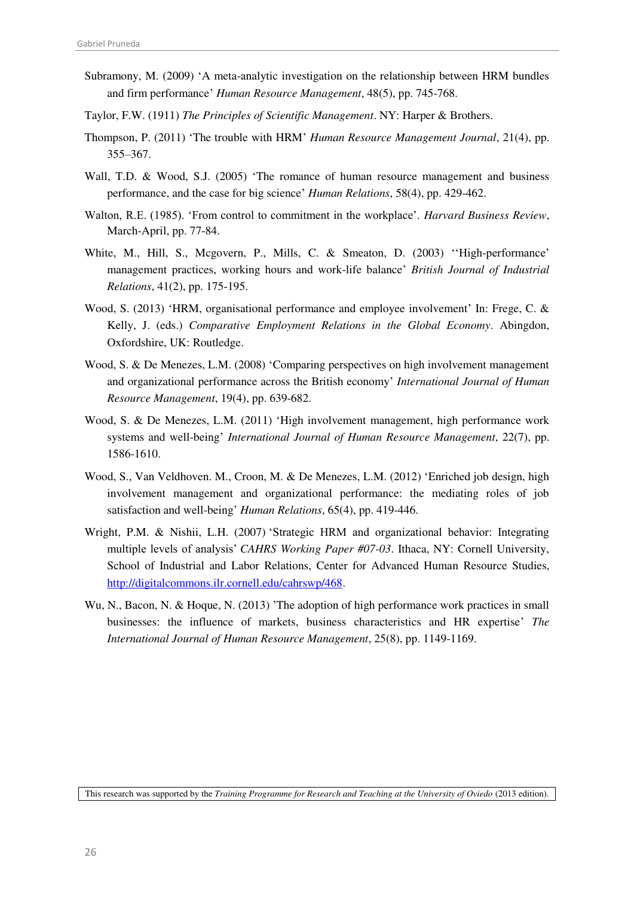Subramony, M. (2009) 'A meta-analytic investigation on the relationship between HRM bundles and firm performance' *Human Resource Management*, 48(5), pp. 745-768.

Taylor, F.W. (1911) *The Principles of Scientific Management*. NY: Harper & Brothers.

Thompson, P. (2011) 'The trouble with HRM' *Human Resource Management Journal*, 21(4), pp. 355–367.

Wall, T.D. & Wood, S.J. (2005) 'The romance of human resource management and business performance, and the case for big science' *Human Relations*, 58(4), pp. 429-462.

Walton, R.E. (1985). 'From control to commitment in the workplace'. *Harvard Business Review*, March-April, pp. 77-84.

White, M., Hill, S., Mcgovern, P., Mills, C. & Smeaton, D. (2003) ''High-performance' management practices, working hours and work-life balance' *British Journal of Industrial Relations*, 41(2), pp. 175-195.

Wood, S. (2013) 'HRM, organisational performance and employee involvement' In: Frege, C. & Kelly, J. (eds.) *Comparative Employment Relations in the Global Economy*. Abingdon, Oxfordshire, UK: Routledge.

Wood, S. & De Menezes, L.M. (2008) 'Comparing perspectives on high involvement management and organizational performance across the British economy' *International Journal of Human Resource Management*, 19(4), pp. 639-682.

Wood, S. & De Menezes, L.M. (2011) 'High involvement management, high performance work systems and well-being' *International Journal of Human Resource Management*, 22(7), pp. 1586-1610.

Wood, S., Van Veldhoven. M., Croon, M. & De Menezes, L.M. (2012) 'Enriched job design, high involvement management and organizational performance: the mediating roles of job satisfaction and well-being' *Human Relations*, 65(4), pp. 419-446.

Wright, P.M. & Nishii, L.H. (2007) 'Strategic HRM and organizational behavior: Integrating multiple levels of analysis' *CAHRS Working Paper #07-03*. Ithaca, NY: Cornell University, School of Industrial and Labor Relations, Center for Advanced Human Resource Studies, http://digitalcommons.ilr.cornell.edu/cahrswp/468.

Wu, N., Bacon, N. & Hoque, N. (2013) 'The adoption of high performance work practices in small businesses: the influence of markets, business characteristics and HR expertise' *The International Journal of Human Resource Management*, 25(8), pp. 1149-1169.

This research was supported by the *Training Programme for Research and Teaching at the University of Oviedo* (2013 edition).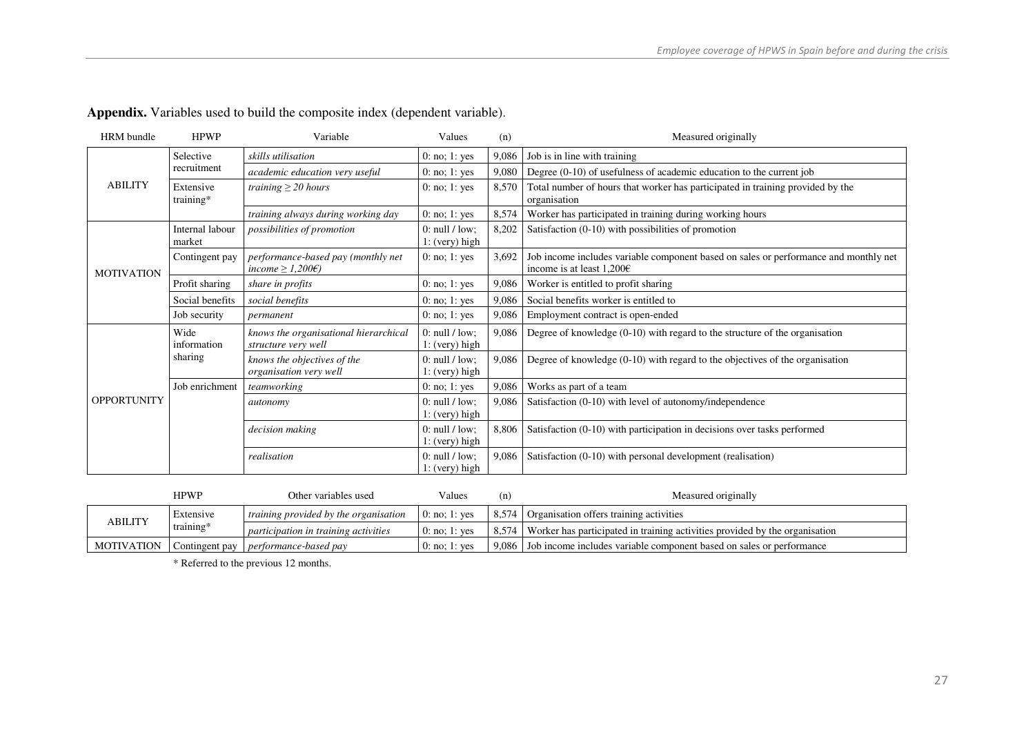**Appendix.** Variables used to build the composite index (dependent variable).

| HRM bundle | HPWP | Variable | Values | (n) | Measured originally |
|---|---|---|---|---|---|
| ABILITY | Selective recruitment | *skills utilisation* | 0: no; 1: yes | 9,086 | Job is in line with training |
| | | *academic education very useful* | 0: no; 1: yes | 9,080 | Degree (0-10) of usefulness of academic education to the current job |
| | Extensive training* | *training ≥ 20 hours* | 0: no; 1: yes | 8,570 | Total number of hours that worker has participated in training provided by the organisation |
| | | *training always during working day* | 0: no; 1: yes | 8,574 | Worker has participated in training during working hours |
| MOTIVATION | Internal labour market | *possibilities of promotion* | 0: null / low; 1: (very) high | 8,202 | Satisfaction (0-10) with possibilities of promotion |
| | Contingent pay | *performance-based pay (monthly net income ≥ 1,200€)* | 0: no; 1: yes | 3,692 | Job income includes variable component based on sales or performance and monthly net income is at least 1,200€ |
| | Profit sharing | *share in profits* | 0: no; 1: yes | 9,086 | Worker is entitled to profit sharing |
| | Social benefits | *social benefits* | 0: no; 1: yes | 9,086 | Social benefits worker is entitled to |
| | Job security | *permanent* | 0: no; 1: yes | 9,086 | Employment contract is open-ended |
| OPPORTUNITY | Wide information sharing | *knows the organisational hierarchical structure very well* | 0: null / low; 1: (very) high | 9,086 | Degree of knowledge (0-10) with regard to the structure of the organisation |
| | | *knows the objectives of the organisation very well* | 0: null / low; 1: (very) high | 9,086 | Degree of knowledge (0-10) with regard to the objectives of the organisation |
| | Job enrichment | *teamworking* | 0: no; 1: yes | 9,086 | Works as part of a team |
| | | *autonomy* | 0: null / low; 1: (very) high | 9,086 | Satisfaction (0-10) with level of autonomy/independence |
| | | *decision making* | 0: null / low; 1: (very) high | 8,806 | Satisfaction (0-10) with participation in decisions over tasks performed |
| | | *realisation* | 0: null / low; 1: (very) high | 9,086 | Satisfaction (0-10) with personal development (realisation) |

| | HPWP | Other variables used | Values | (n) | Measured originally |
|---|---|---|---|---|---|
| ABILITY | Extensive training* | *training provided by the organisation* | 0: no; 1: yes | 8,574 | Organisation offers training activities |
| | | *participation in training activities* | 0: no; 1: yes | 8,574 | Worker has participated in training activities provided by the organisation |
| MOTIVATION | Contingent pay | *performance-based pay* | 0: no; 1: yes | 9,086 | Job income includes variable component based on sales or performance |

\* Referred to the previous 12 months.